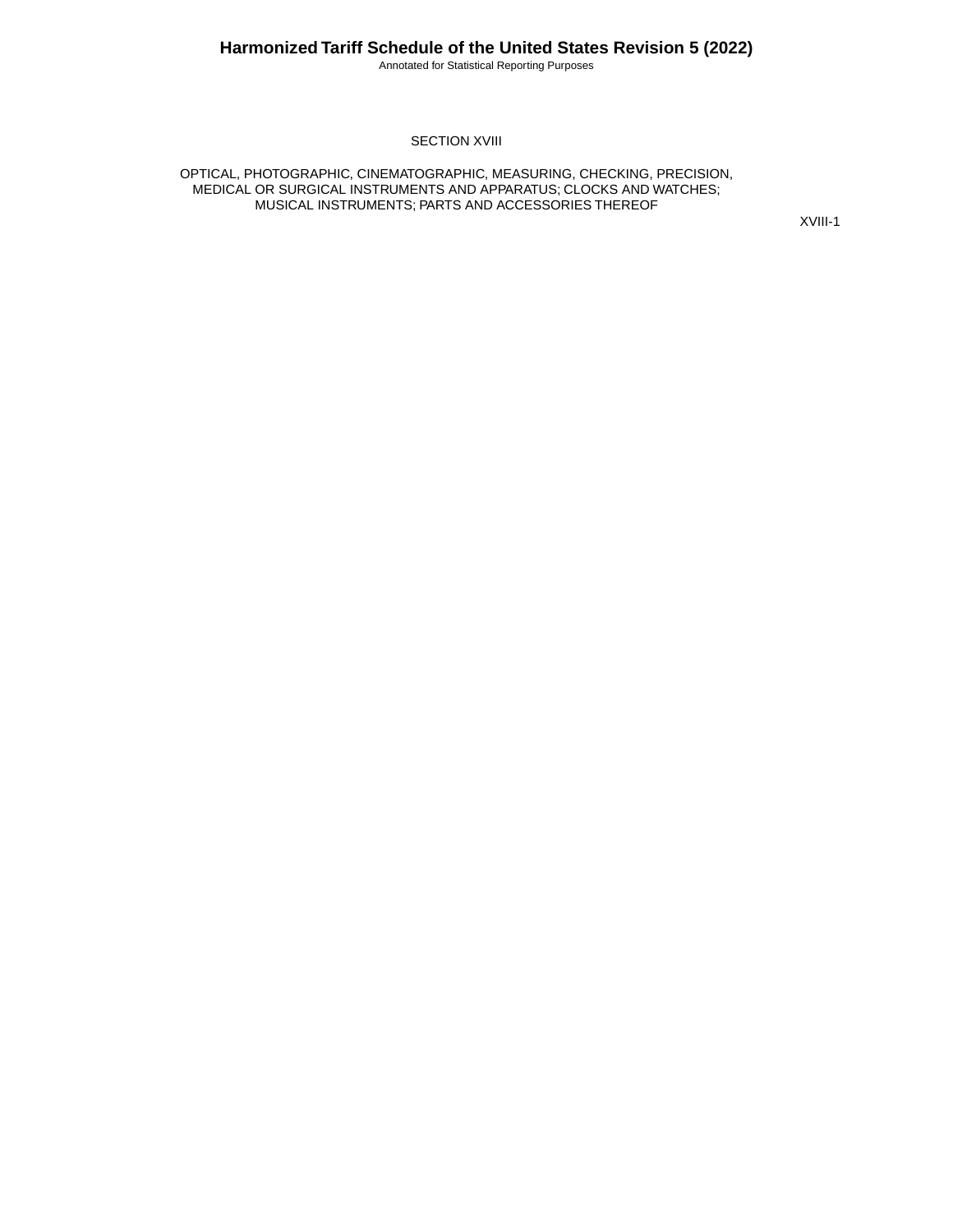# SECTION XVIII

## OPTICAL, PHOTOGRAPHIC, CINEMATOGRAPHIC, MEASURING, CHECKING, PRECISION, MEDICAL OR SURGICAL INSTRUMENTS AND APPARATUS; CLOCKS AND WATCHES; MUSICAL INSTRUMENTS; PARTS AND ACCESSORIES THEREOF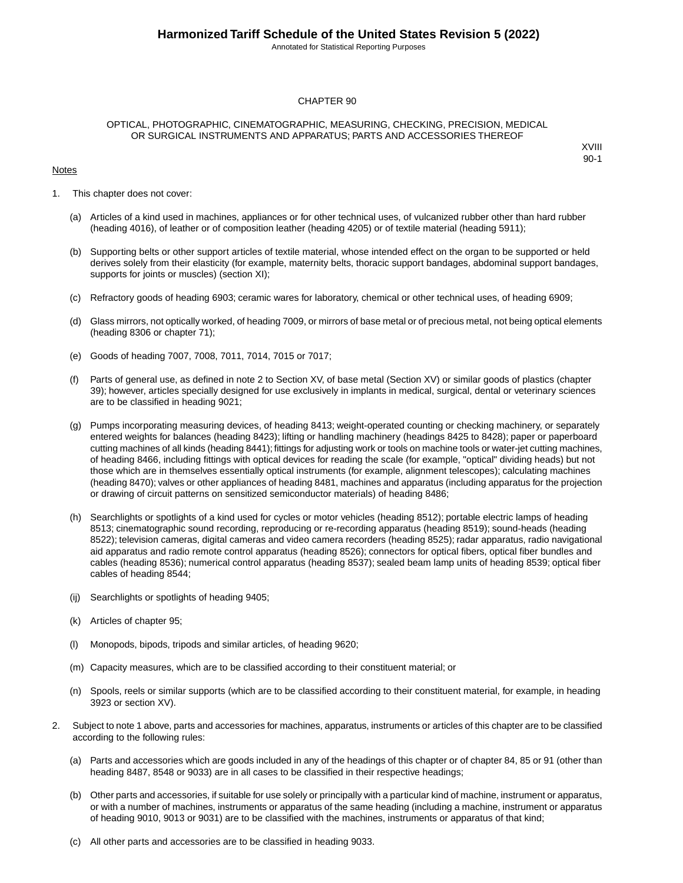# CHAPTER 90

## OPTICAL, PHOTOGRAPHIC, CINEMATOGRAPHIC, MEASURING, CHECKING, PRECISION, MEDICAL OR SURGICAL INSTRUMENTS AND APPARATUS; PARTS AND ACCESSORIES THEREOF

XVIII
90-1

Notes

1. This chapter does not cover:

   (a) Articles of a kind used in machines, appliances or for other technical uses, of vulcanized rubber other than hard rubber (heading 4016), of leather or of composition leather (heading 4205) or of textile material (heading 5911);

   (b) Supporting belts or other support articles of textile material, whose intended effect on the organ to be supported or held derives solely from their elasticity (for example, maternity belts, thoracic support bandages, abdominal support bandages, supports for joints or muscles) (section XI);

   (c) Refractory goods of heading 6903; ceramic wares for laboratory, chemical or other technical uses, of heading 6909;

   (d) Glass mirrors, not optically worked, of heading 7009, or mirrors of base metal or of precious metal, not being optical elements (heading 8306 or chapter 71);

   (e) Goods of heading 7007, 7008, 7011, 7014, 7015 or 7017;

   (f) Parts of general use, as defined in note 2 to Section XV, of base metal (Section XV) or similar goods of plastics (chapter 39); however, articles specially designed for use exclusively in implants in medical, surgical, dental or veterinary sciences are to be classified in heading 9021;

   (g) Pumps incorporating measuring devices, of heading 8413; weight-operated counting or checking machinery, or separately entered weights for balances (heading 8423); lifting or handling machinery (headings 8425 to 8428); paper or paperboard cutting machines of all kinds (heading 8441); fittings for adjusting work or tools on machine tools or water-jet cutting machines, of heading 8466, including fittings with optical devices for reading the scale (for example, "optical" dividing heads) but not those which are in themselves essentially optical instruments (for example, alignment telescopes); calculating machines (heading 8470); valves or other appliances of heading 8481, machines and apparatus (including apparatus for the projection or drawing of circuit patterns on sensitized semiconductor materials) of heading 8486;

   (h) Searchlights or spotlights of a kind used for cycles or motor vehicles (heading 8512); portable electric lamps of heading 8513; cinematographic sound recording, reproducing or re-recording apparatus (heading 8519); sound-heads (heading 8522); television cameras, digital cameras and video camera recorders (heading 8525); radar apparatus, radio navigational aid apparatus and radio remote control apparatus (heading 8526); connectors for optical fibers, optical fiber bundles and cables (heading 8536); numerical control apparatus (heading 8537); sealed beam lamp units of heading 8539; optical fiber cables of heading 8544;

   (ij) Searchlights or spotlights of heading 9405;

   (k) Articles of chapter 95;

   (l) Monopods, bipods, tripods and similar articles, of heading 9620;

   (m) Capacity measures, which are to be classified according to their constituent material; or

   (n) Spools, reels or similar supports (which are to be classified according to their constituent material, for example, in heading 3923 or section XV).

2. Subject to note 1 above, parts and accessories for machines, apparatus, instruments or articles of this chapter are to be classified according to the following rules:

   (a) Parts and accessories which are goods included in any of the headings of this chapter or of chapter 84, 85 or 91 (other than heading 8487, 8548 or 9033) are in all cases to be classified in their respective headings;

   (b) Other parts and accessories, if suitable for use solely or principally with a particular kind of machine, instrument or apparatus, or with a number of machines, instruments or apparatus of the same heading (including a machine, instrument or apparatus of heading 9010, 9013 or 9031) are to be classified with the machines, instruments or apparatus of that kind;

   (c) All other parts and accessories are to be classified in heading 9033.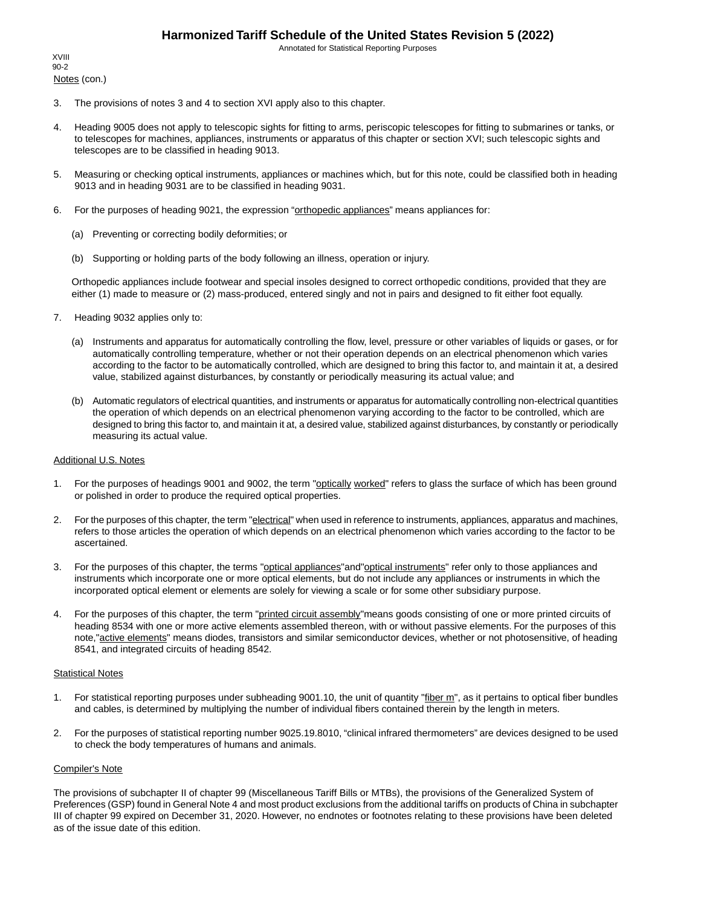XVIII
90-2

Notes (con.)

3. The provisions of notes 3 and 4 to section XVI apply also to this chapter.

4. Heading 9005 does not apply to telescopic sights for fitting to arms, periscopic telescopes for fitting to submarines or tanks, or to telescopes for machines, appliances, instruments or apparatus of this chapter or section XVI; such telescopic sights and telescopes are to be classified in heading 9013.

5. Measuring or checking optical instruments, appliances or machines which, but for this note, could be classified both in heading 9013 and in heading 9031 are to be classified in heading 9031.

6. For the purposes of heading 9021, the expression "orthopedic appliances" means appliances for:

   (a) Preventing or correcting bodily deformities; or

   (b) Supporting or holding parts of the body following an illness, operation or injury.

   Orthopedic appliances include footwear and special insoles designed to correct orthopedic conditions, provided that they are either (1) made to measure or (2) mass-produced, entered singly and not in pairs and designed to fit either foot equally.

7. Heading 9032 applies only to:

   (a) Instruments and apparatus for automatically controlling the flow, level, pressure or other variables of liquids or gases, or for automatically controlling temperature, whether or not their operation depends on an electrical phenomenon which varies according to the factor to be automatically controlled, which are designed to bring this factor to, and maintain it at, a desired value, stabilized against disturbances, by constantly or periodically measuring its actual value; and

   (b) Automatic regulators of electrical quantities, and instruments or apparatus for automatically controlling non-electrical quantities the operation of which depends on an electrical phenomenon varying according to the factor to be controlled, which are designed to bring this factor to, and maintain it at, a desired value, stabilized against disturbances, by constantly or periodically measuring its actual value.

Additional U.S. Notes

1. For the purposes of headings 9001 and 9002, the term "optically worked" refers to glass the surface of which has been ground or polished in order to produce the required optical properties.

2. For the purposes of this chapter, the term "electrical" when used in reference to instruments, appliances, apparatus and machines, refers to those articles the operation of which depends on an electrical phenomenon which varies according to the factor to be ascertained.

3. For the purposes of this chapter, the terms "optical appliances" and "optical instruments" refer only to those appliances and instruments which incorporate one or more optical elements, but do not include any appliances or instruments in which the incorporated optical element or elements are solely for viewing a scale or for some other subsidiary purpose.

4. For the purposes of this chapter, the term "printed circuit assembly" means goods consisting of one or more printed circuits of heading 8534 with one or more active elements assembled thereon, with or without passive elements. For the purposes of this note, "active elements" means diodes, transistors and similar semiconductor devices, whether or not photosensitive, of heading 8541, and integrated circuits of heading 8542.

Statistical Notes

1. For statistical reporting purposes under subheading 9001.10, the unit of quantity "fiber m", as it pertains to optical fiber bundles and cables, is determined by multiplying the number of individual fibers contained therein by the length in meters.

2. For the purposes of statistical reporting number 9025.19.8010, "clinical infrared thermometers" are devices designed to be used to check the body temperatures of humans and animals.

Compiler's Note

The provisions of subchapter II of chapter 99 (Miscellaneous Tariff Bills or MTBs), the provisions of the Generalized System of Preferences (GSP) found in General Note 4 and most product exclusions from the additional tariffs on products of China in subchapter III of chapter 99 expired on December 31, 2020. However, no endnotes or footnotes relating to these provisions have been deleted as of the issue date of this edition.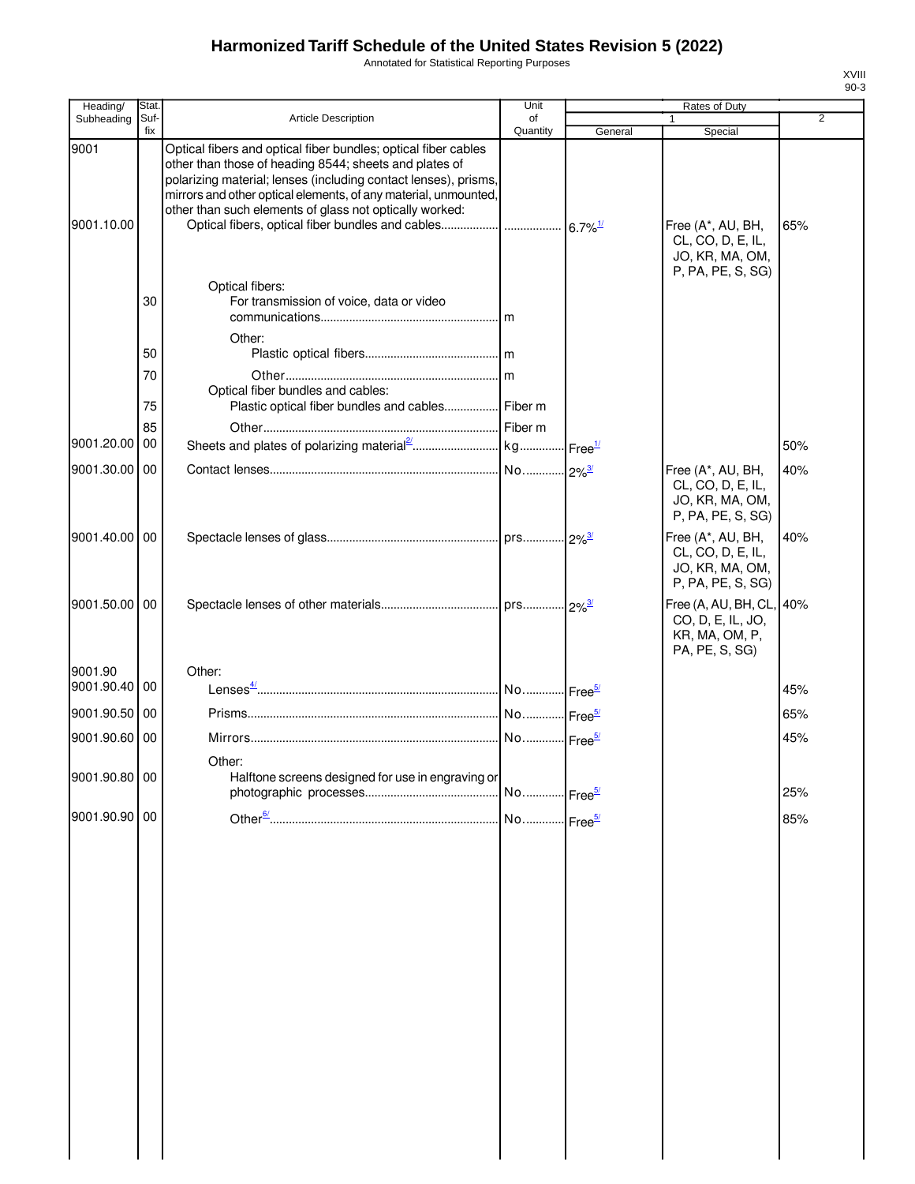# Harmonized Tariff Schedule of the United States Revision 5 (2022)

Annotated for Statistical Reporting Purposes

XVIII
90-3

| Heading/ Subheading | Stat. Suf- fix | Article Description | Unit of Quantity | Rates of Duty 1 General | Special | 2 |
|---|---|---|---|---|---|---|
| 9001 | | Optical fibers and optical fiber bundles; optical fiber cables other than those of heading 8544; sheets and plates of polarizing material; lenses (including contact lenses), prisms, mirrors and other optical elements, of any material, unmounted, other than such elements of glass not optically worked: | | | | |
| 9001.10.00 | | Optical fibers, optical fiber bundles and cables | | 6.7%[1/] | Free (A*, AU, BH, CL, CO, D, E, IL, JO, KR, MA, OM, P, PA, PE, S, SG) | 65% |
| | | Optical fibers: | | | | |
| | 30 | For transmission of voice, data or video communications | m | | | |
| | | Other: | | | | |
| | 50 | Plastic optical fibers | m | | | |
| | 70 | Other | m | | | |
| | | Optical fiber bundles and cables: | | | | |
| | 75 | Plastic optical fiber bundles and cables | Fiber m | | | |
| | 85 | Other | Fiber m | | | |
| 9001.20.00 | 00 | Sheets and plates of polarizing material[2/] | kg | Free[1/] | | 50% |
| 9001.30.00 | 00 | Contact lenses | No. | 2%[3/] | Free (A*, AU, BH, CL, CO, D, E, IL, JO, KR, MA, OM, P, PA, PE, S, SG) | 40% |
| 9001.40.00 | 00 | Spectacle lenses of glass | prs. | 2%[3/] | Free (A*, AU, BH, CL, CO, D, E, IL, JO, KR, MA, OM, P, PA, PE, S, SG) | 40% |
| 9001.50.00 | 00 | Spectacle lenses of other materials | prs. | 2%[3/] | Free (A, AU, BH, CL, CO, D, E, IL, JO, KR, MA, OM, P, PA, PE, S, SG) | 40% |
| 9001.90 | | Other: | | | | |
| 9001.90.40 | 00 | Lenses[4/] | No. | Free[5/] | | 45% |
| 9001.90.50 | 00 | Prisms | No. | Free[5/] | | 65% |
| 9001.90.60 | 00 | Mirrors | No. | Free[5/] | | 45% |
| | | Other: | | | | |
| 9001.90.80 | 00 | Halftone screens designed for use in engraving or photographic processes | No. | Free[5/] | | 25% |
| 9001.90.90 | 00 | Other[6/] | No. | Free[5/] | | 85% |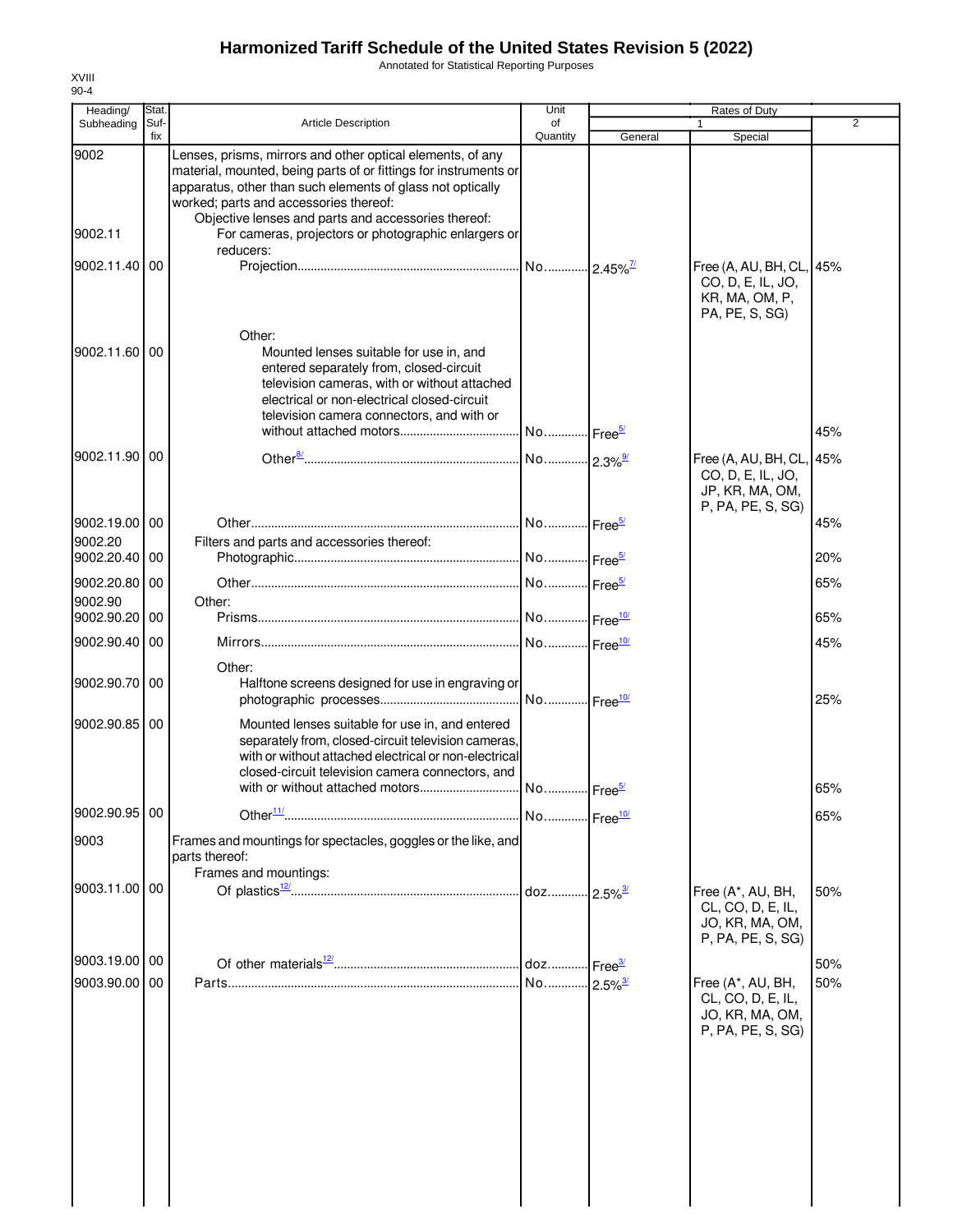# Harmonized Tariff Schedule of the United States Revision 5 (2022)

Annotated for Statistical Reporting Purposes

XVIII
90-4

| Heading/ Subheading | Stat. Suf-fix | Article Description | Unit of Quantity | Rates of Duty 1 General | Special | 2 |
|---|---|---|---|---|---|---|
| 9002 | | Lenses, prisms, mirrors and other optical elements, of any material, mounted, being parts of or fittings for instruments or apparatus, other than such elements of glass not optically worked; parts and accessories thereof: | | | | |
| | | Objective lenses and parts and accessories thereof: | | | | |
| 9002.11 | | For cameras, projectors or photographic enlargers or reducers: | | | | |
| 9002.11.40 | 00 | Projection | No. | 2.45%[7/] | Free (A, AU, BH, CL, CO, D, E, IL, JO, KR, MA, OM, P, PA, PE, S, SG) | 45% |
| | | Other: | | | | |
| 9002.11.60 | 00 | Mounted lenses suitable for use in, and entered separately from, closed-circuit television cameras, with or without attached electrical or non-electrical closed-circuit television camera connectors, and with or without attached motors | No. | Free[5/] | | 45% |
| 9002.11.90 | 00 | Other[8/] | No. | 2.3%[9/] | Free (A, AU, BH, CL, CO, D, E, IL, JO, JP, KR, MA, OM, P, PA, PE, S, SG) | 45% |
| 9002.19.00 | 00 | Other | No. | Free[5/] | | 45% |
| 9002.20 | | Filters and parts and accessories thereof: | | | | |
| 9002.20.40 | 00 | Photographic | No. | Free[5/] | | 20% |
| 9002.20.80 | 00 | Other | No. | Free[5/] | | 65% |
| 9002.90 | | Other: | | | | |
| 9002.90.20 | 00 | Prisms | No. | Free[10/] | | 65% |
| 9002.90.40 | 00 | Mirrors | No. | Free[10/] | | 45% |
| | | Other: | | | | |
| 9002.90.70 | 00 | Halftone screens designed for use in engraving or photographic processes | No. | Free[10/] | | 25% |
| 9002.90.85 | 00 | Mounted lenses suitable for use in, and entered separately from, closed-circuit television cameras, with or without attached electrical or non-electrical closed-circuit television camera connectors, and with or without attached motors | No. | Free[5/] | | 65% |
| 9002.90.95 | 00 | Other[11/] | No. | Free[10/] | | 65% |
| 9003 | | Frames and mountings for spectacles, goggles or the like, and parts thereof: | | | | |
| | | Frames and mountings: | | | | |
| 9003.11.00 | 00 | Of plastics[12/] | doz. | 2.5%[3/] | Free (A*, AU, BH, CL, CO, D, E, IL, JO, KR, MA, OM, P, PA, PE, S, SG) | 50% |
| 9003.19.00 | 00 | Of other materials[12/] | doz. | Free[3/] | | 50% |
| 9003.90.00 | 00 | Parts | No. | 2.5%[3/] | Free (A*, AU, BH, CL, CO, D, E, IL, JO, KR, MA, OM, P, PA, PE, S, SG) | 50% |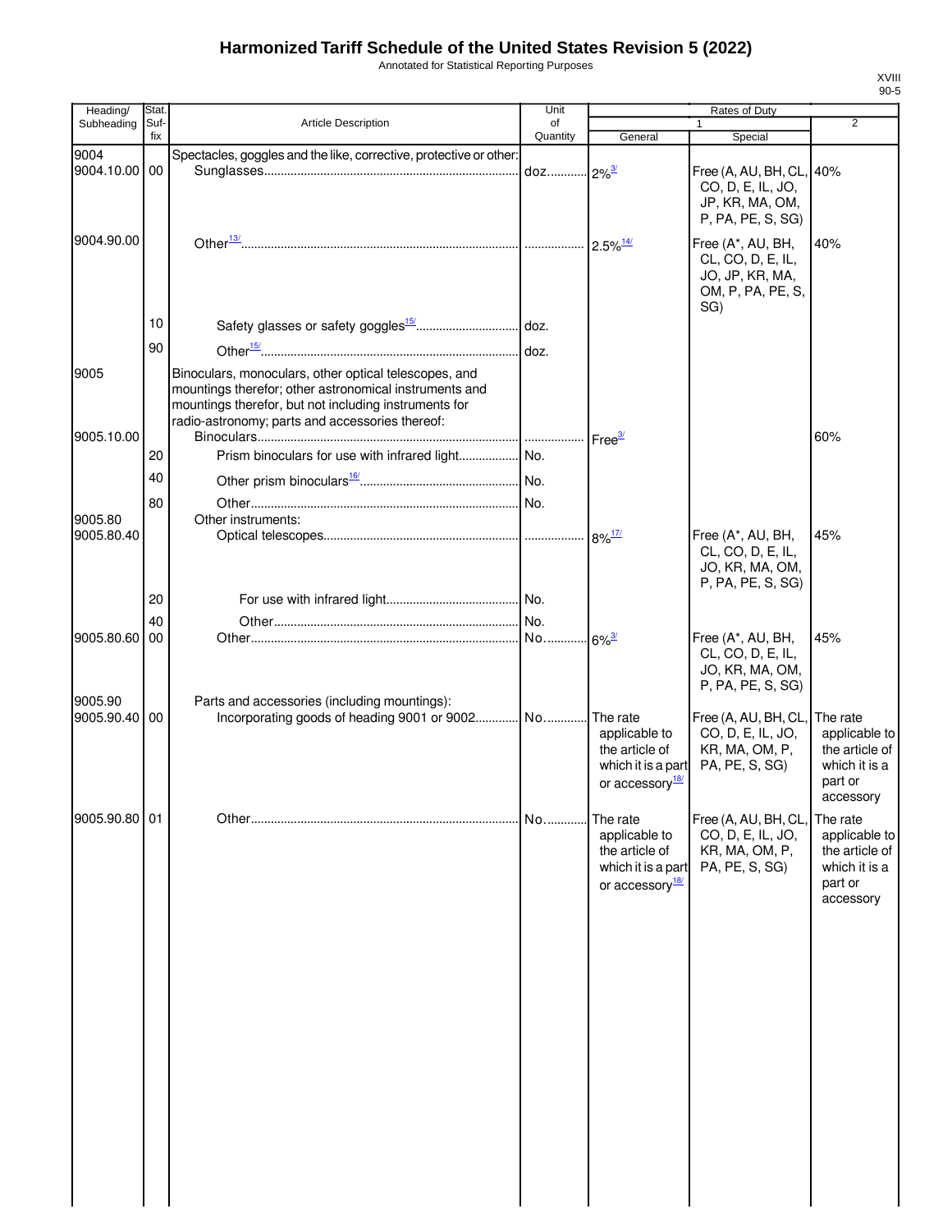# Harmonized Tariff Schedule of the United States Revision 5 (2022)

Annotated for Statistical Reporting Purposes

| Heading/ Subheading | Stat. Suf- fix | Article Description | Unit of Quantity | Rates of Duty 1 General | Special | 2 |
|---|---|---|---|---|---|---|
| 9004 | | Spectacles, goggles and the like, corrective, protective or other: | | | | |
| 9004.10.00 | 00 | Sunglasses | doz. | 2%[3/] | Free (A, AU, BH, CL, CO, D, E, IL, JO, JP, KR, MA, OM, P, PA, PE, S, SG) | 40% |
| 9004.90.00 | | Other[13/] | | 2.5%[14/] | Free (A*, AU, BH, CL, CO, D, E, IL, JO, JP, KR, MA, OM, P, PA, PE, S, SG) | 40% |
| | 10 | Safety glasses or safety goggles[15/] | doz. | | | |
| | 90 | Other[15/] | doz. | | | |
| 9005 | | Binoculars, monoculars, other optical telescopes, and mountings therefor; other astronomical instruments and mountings therefor, but not including instruments for radio-astronomy; parts and accessories thereof: | | | | |
| 9005.10.00 | | Binoculars | | Free[3/] | | 60% |
| | 20 | Prism binoculars for use with infrared light | No. | | | |
| | 40 | Other prism binoculars[16/] | No. | | | |
| | 80 | Other | No. | | | |
| 9005.80 | | Other instruments: | | | | |
| 9005.80.40 | | Optical telescopes | | 8%[17/] | Free (A*, AU, BH, CL, CO, D, E, IL, JO, KR, MA, OM, P, PA, PE, S, SG) | 45% |
| | 20 | For use with infrared light | No. | | | |
| | 40 | Other | No. | | | |
| 9005.80.60 | 00 | Other | No. | 6%[3/] | Free (A*, AU, BH, CL, CO, D, E, IL, JO, KR, MA, OM, P, PA, PE, S, SG) | 45% |
| 9005.90 | | Parts and accessories (including mountings): | | | | |
| 9005.90.40 | 00 | Incorporating goods of heading 9001 or 9002 | No. | The rate applicable to the article of which it is a part or accessory[18/] | Free (A, AU, BH, CL, CO, D, E, IL, JO, KR, MA, OM, P, PA, PE, S, SG) | The rate applicable to the article of which it is a part or accessory |
| 9005.90.80 | 01 | Other | No. | The rate applicable to the article of which it is a part or accessory[18/] | Free (A, AU, BH, CL, CO, D, E, IL, JO, KR, MA, OM, P, PA, PE, S, SG) | The rate applicable to the article of which it is a part or accessory |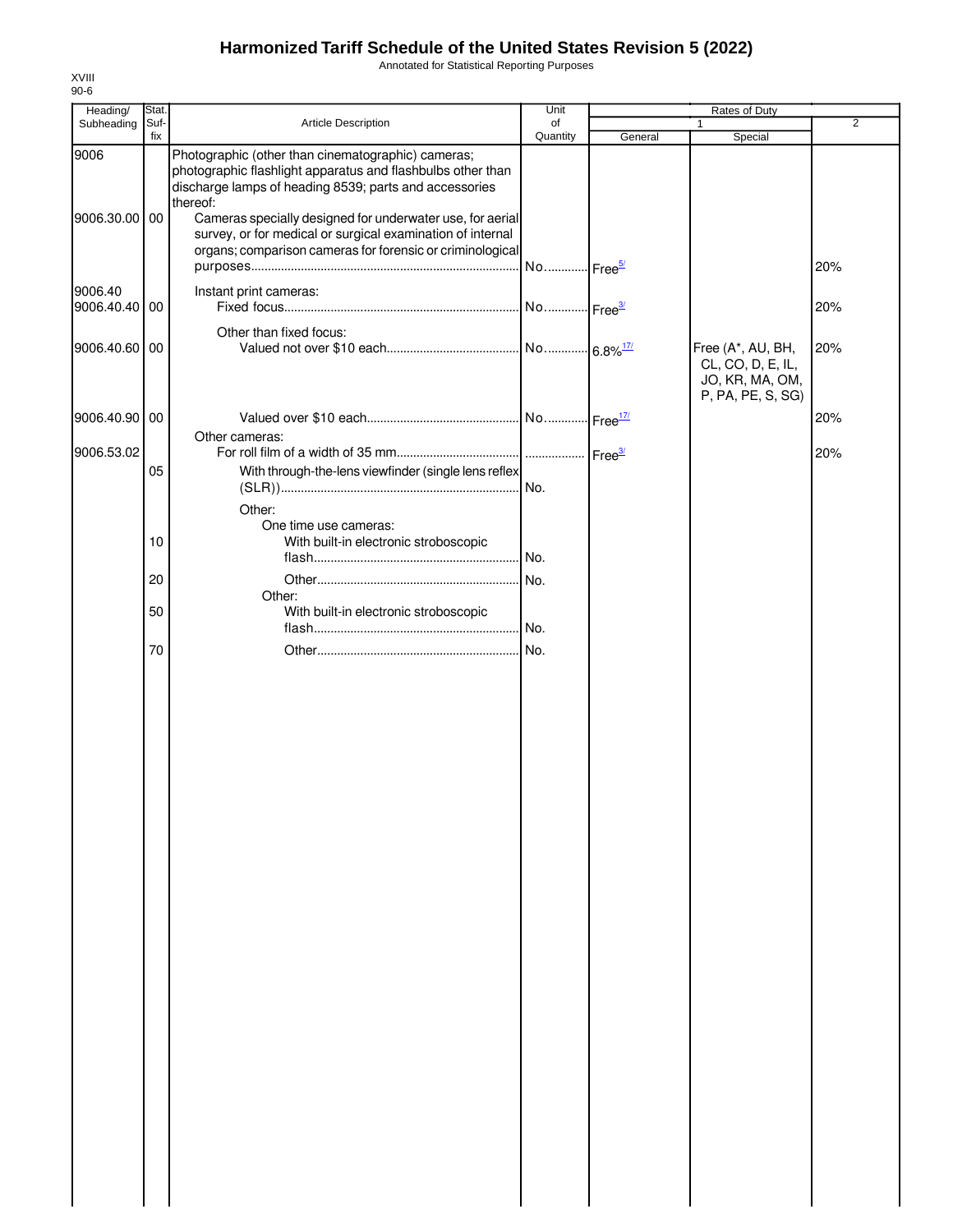# Harmonized Tariff Schedule of the United States Revision 5 (2022)

Annotated for Statistical Reporting Purposes

XVIII
90-6

| Heading/ Subheading | Stat. Suf- fix | Article Description | Unit of Quantity | Rates of Duty 1 General | Special | 2 |
|---|---|---|---|---|---|---|
| 9006 | | Photographic (other than cinematographic) cameras; photographic flashlight apparatus and flashbulbs other than discharge lamps of heading 8539; parts and accessories thereof: | | | | |
| 9006.30.00 | 00 | Cameras specially designed for underwater use, for aerial survey, or for medical or surgical examination of internal organs; comparison cameras for forensic or criminological purposes | No. | Free[5/] | | 20% |
| 9006.40 | | Instant print cameras: | | | | |
| 9006.40.40 | 00 | Fixed focus | No. | Free[3/] | | 20% |
| | | Other than fixed focus: | | | | |
| 9006.40.60 | 00 | Valued not over $10 each | No. | 6.8%[17/] | Free (A*, AU, BH, CL, CO, D, E, IL, JO, KR, MA, OM, P, PA, PE, S, SG) | 20% |
| 9006.40.90 | 00 | Valued over $10 each | No. | Free[17/] | | 20% |
| | | Other cameras: | | | | |
| 9006.53.02 | | For roll film of a width of 35 mm | | Free[3/] | | 20% |
| | 05 | With through-the-lens viewfinder (single lens reflex (SLR)) | No. | | | |
| | | Other: | | | | |
| | | One time use cameras: | | | | |
| | 10 | With built-in electronic stroboscopic flash | No. | | | |
| | 20 | Other | No. | | | |
| | | Other: | | | | |
| | 50 | With built-in electronic stroboscopic flash | No. | | | |
| | 70 | Other | No. | | | |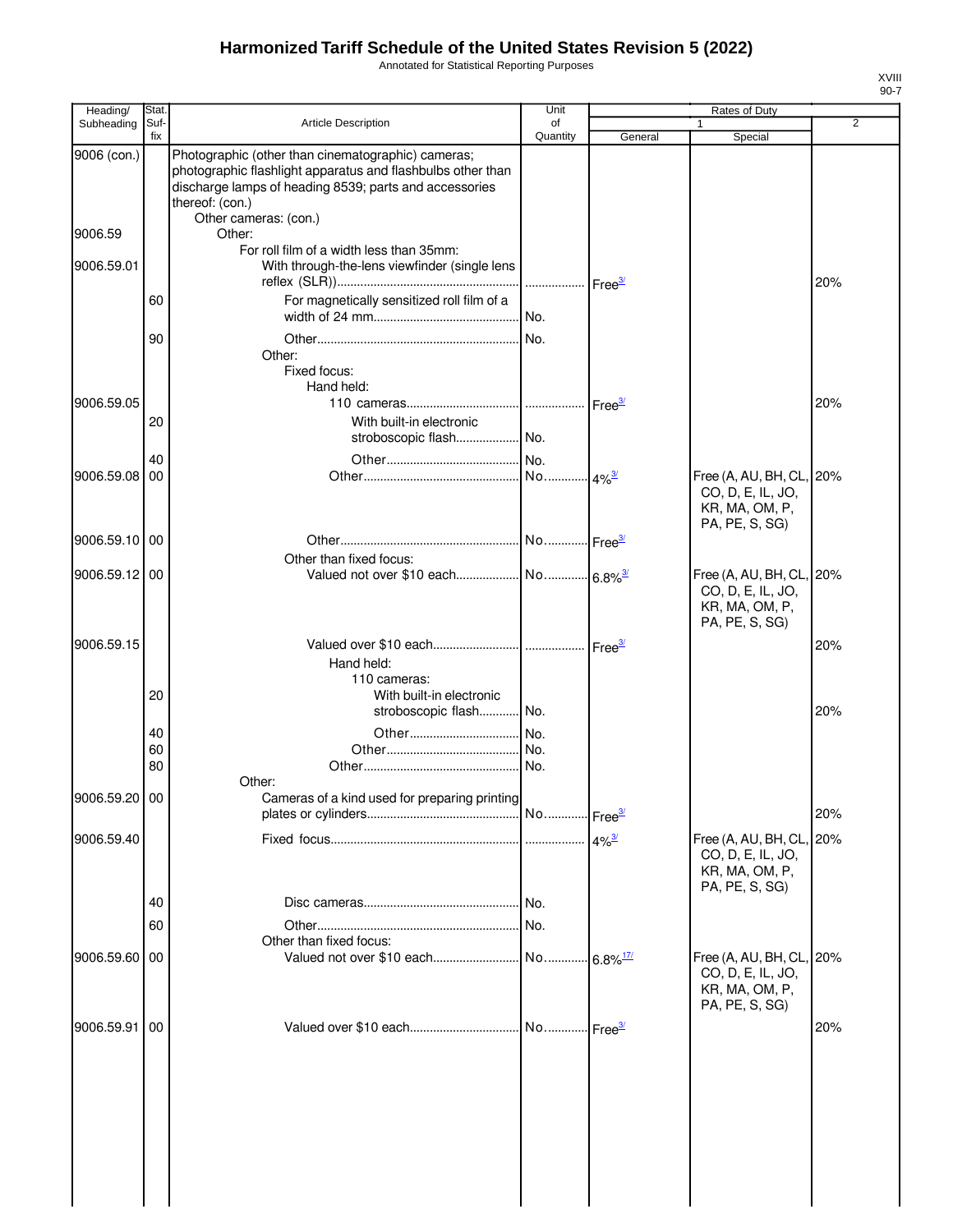# Harmonized Tariff Schedule of the United States Revision 5 (2022)

Annotated for Statistical Reporting Purposes

XVIII
90-7

| Heading/ Subheading | Stat. Suf-fix | Article Description | Unit of Quantity | Rates of Duty 1 General | Special | 2 |
|---|---|---|---|---|---|---|
| 9006 (con.) | | Photographic (other than cinematographic) cameras; photographic flashlight apparatus and flashbulbs other than discharge lamps of heading 8539; parts and accessories thereof: (con.) | | | | |
| | | Other cameras: (con.) | | | | |
| 9006.59 | | Other: | | | | |
| | | For roll film of a width less than 35mm: | | | | |
| 9006.59.01 | | With through-the-lens viewfinder (single lens reflex (SLR)) | | Free[3/] | | 20% |
| | 60 | For magnetically sensitized roll film of a width of 24 mm | No. | | | |
| | 90 | Other | No. | | | |
| | | Other: | | | | |
| | | Fixed focus: | | | | |
| | | Hand held: | | | | |
| 9006.59.05 | | 110 cameras | | Free[3/] | | 20% |
| | 20 | With built-in electronic stroboscopic flash | No. | | | |
| | 40 | Other | No. | | | |
| 9006.59.08 | 00 | Other | No. | 4%[3/] | Free (A, AU, BH, CL, CO, D, E, IL, JO, KR, MA, OM, P, PA, PE, S, SG) | 20% |
| 9006.59.10 | 00 | Other | No. | Free[3/] | | |
| | | Other than fixed focus: | | | | |
| 9006.59.12 | 00 | Valued not over $10 each | No. | 6.8%[3/] | Free (A, AU, BH, CL, CO, D, E, IL, JO, KR, MA, OM, P, PA, PE, S, SG) | 20% |
| 9006.59.15 | | Valued over $10 each | | Free[3/] | | 20% |
| | | Hand held: | | | | |
| | | 110 cameras: | | | | |
| | 20 | With built-in electronic stroboscopic flash | No. | | | 20% |
| | 40 | Other | No. | | | |
| | 60 | Other | No. | | | |
| | 80 | Other | No. | | | |
| | | Other: | | | | |
| 9006.59.20 | 00 | Cameras of a kind used for preparing printing plates or cylinders | No. | Free[3/] | | 20% |
| 9006.59.40 | | Fixed focus | | 4%[3/] | Free (A, AU, BH, CL, CO, D, E, IL, JO, KR, MA, OM, P, PA, PE, S, SG) | 20% |
| | 40 | Disc cameras | No. | | | |
| | 60 | Other | No. | | | |
| | | Other than fixed focus: | | | | |
| 9006.59.60 | 00 | Valued not over $10 each | No. | 6.8%[17/] | Free (A, AU, BH, CL, CO, D, E, IL, JO, KR, MA, OM, P, PA, PE, S, SG) | 20% |
| 9006.59.91 | 00 | Valued over $10 each | No. | Free[3/] | | 20% |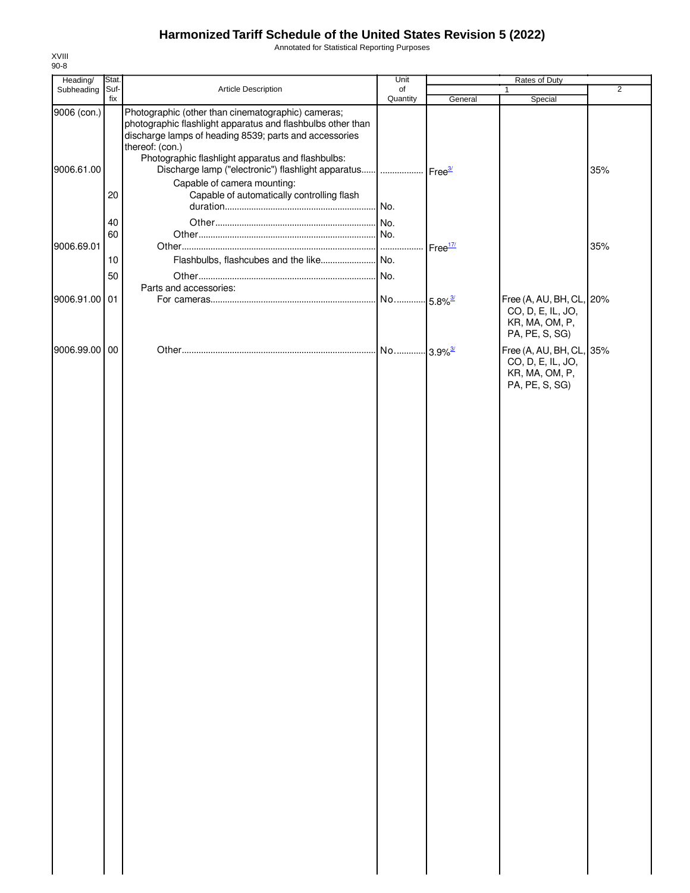# Harmonized Tariff Schedule of the United States Revision 5 (2022)

Annotated for Statistical Reporting Purposes

XVIII
90-8

| Heading/ Subheading | Stat. Suf- fix | Article Description | Unit of Quantity | Rates of Duty 1 General | Special | 2 |
|---|---|---|---|---|---|---|
| 9006 (con.) | | Photographic (other than cinematographic) cameras; photographic flashlight apparatus and flashbulbs other than discharge lamps of heading 8539; parts and accessories thereof: (con.) | | | | |
| | | Photographic flashlight apparatus and flashbulbs: | | | | |
| 9006.61.00 | | Discharge lamp ("electronic") flashlight apparatus | | Free[3/] | | 35% |
| | | Capable of camera mounting: | | | | |
| | 20 | Capable of automatically controlling flash duration | No. | | | |
| | 40 | Other | No. | | | |
| | 60 | Other | No. | | | |
| 9006.69.01 | | Other | | Free[17/] | | 35% |
| | 10 | Flashbulbs, flashcubes and the like | No. | | | |
| | 50 | Other | No. | | | |
| | | Parts and accessories: | | | | |
| 9006.91.00 | 01 | For cameras | No. | 5.8%[3/] | Free (A, AU, BH, CL, CO, D, E, IL, JO, KR, MA, OM, P, PA, PE, S, SG) | 20% |
| 9006.99.00 | 00 | Other | No. | 3.9%[3/] | Free (A, AU, BH, CL, CO, D, E, IL, JO, KR, MA, OM, P, PA, PE, S, SG) | 35% |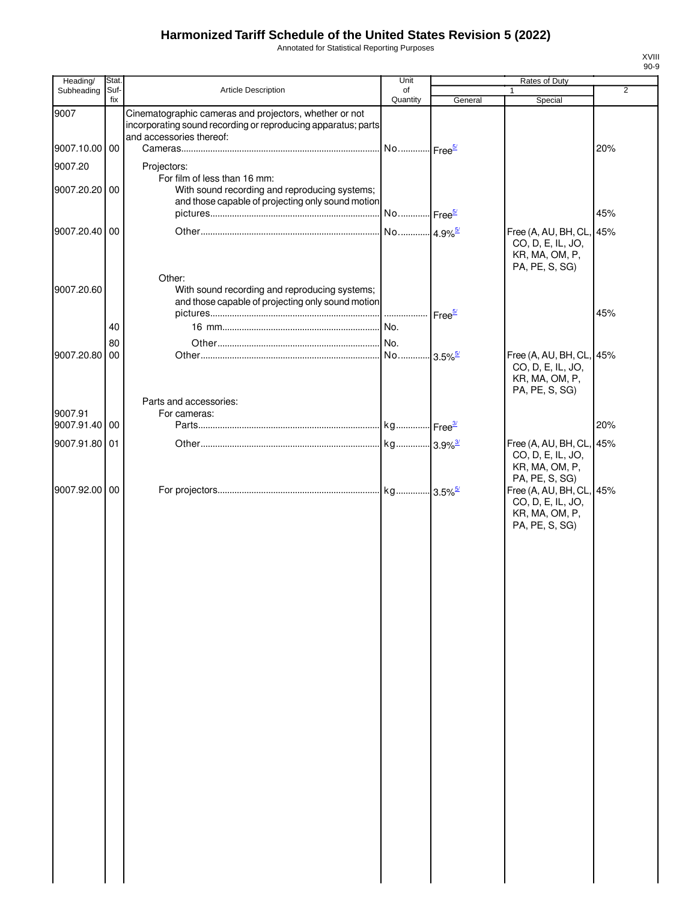# Harmonized Tariff Schedule of the United States Revision 5 (2022)

Annotated for Statistical Reporting Purposes

XVIII
90-9

| Heading/ Subheading | Stat. Suf- fix | Article Description | Unit of Quantity | Rates of Duty 1 General | Special | 2 |
|---|---|---|---|---|---|---|
| 9007 | | Cinematographic cameras and projectors, whether or not incorporating sound recording or reproducing apparatus; parts and accessories thereof: | | | | |
| 9007.10.00 | 00 | Cameras | No. | Free[5/] | | 20% |
| 9007.20 | | Projectors: | | | | |
| | | For film of less than 16 mm: | | | | |
| 9007.20.20 | 00 | With sound recording and reproducing systems; and those capable of projecting only sound motion pictures | No. | Free[5/] | | 45% |
| 9007.20.40 | 00 | Other | No. | 4.9%[5/] | Free (A, AU, BH, CL, CO, D, E, IL, JO, KR, MA, OM, P, PA, PE, S, SG) | 45% |
| | | Other: | | | | |
| 9007.20.60 | | With sound recording and reproducing systems; and those capable of projecting only sound motion pictures | | Free[5/] | | 45% |
| | 40 | 16 mm | No. | | | |
| | 80 | Other | No. | | | |
| 9007.20.80 | 00 | Other | No. | 3.5%[5/] | Free (A, AU, BH, CL, CO, D, E, IL, JO, KR, MA, OM, P, PA, PE, S, SG) | 45% |
| | | Parts and accessories: | | | | |
| 9007.91 | | For cameras: | | | | |
| 9007.91.40 | 00 | Parts | kg | Free[3/] | | 20% |
| 9007.91.80 | 01 | Other | kg | 3.9%[3/] | Free (A, AU, BH, CL, CO, D, E, IL, JO, KR, MA, OM, P, PA, PE, S, SG) | 45% |
| 9007.92.00 | 00 | For projectors | kg | 3.5%[5/] | Free (A, AU, BH, CL, CO, D, E, IL, JO, KR, MA, OM, P, PA, PE, S, SG) | 45% |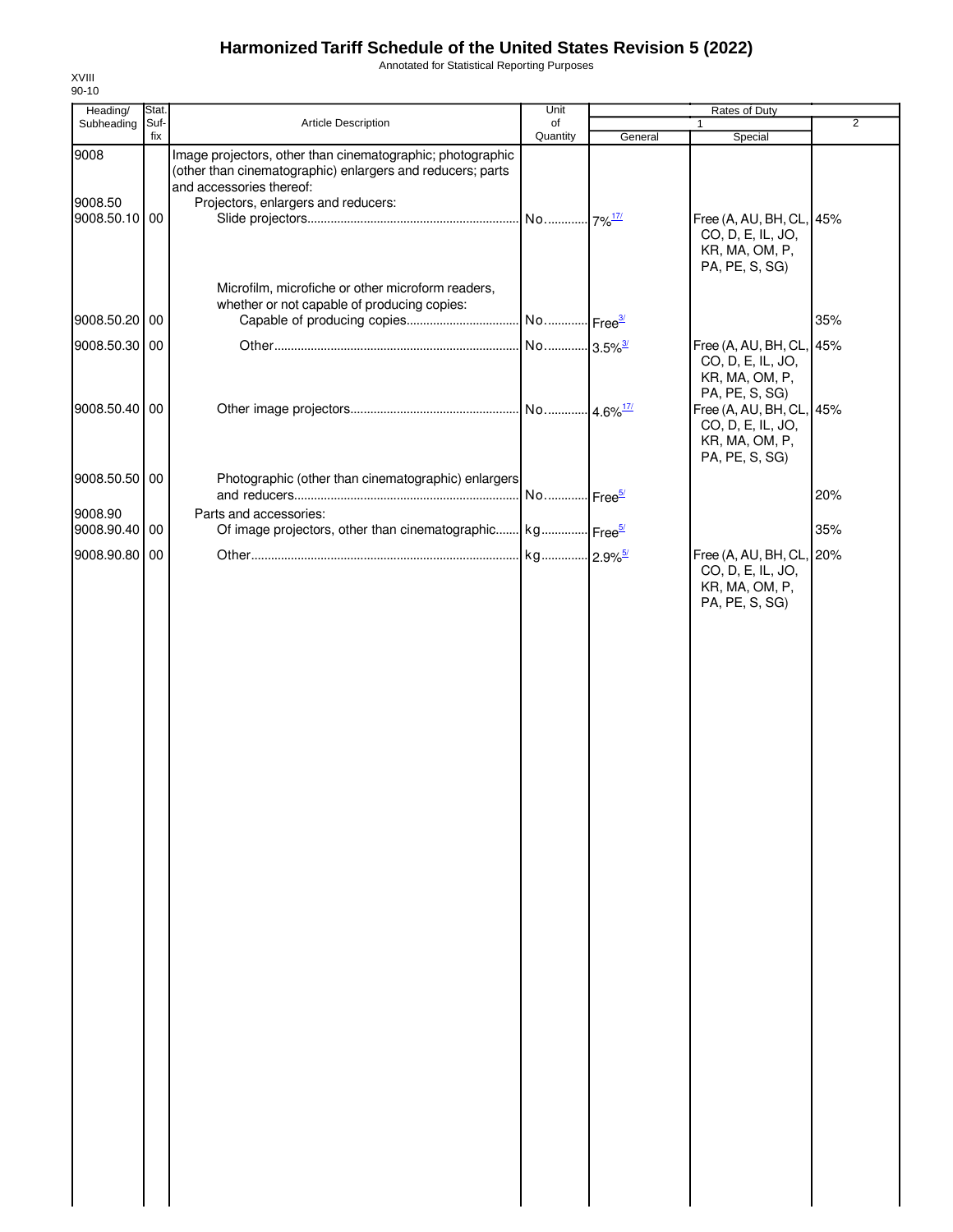# Harmonized Tariff Schedule of the United States Revision 5 (2022)

Annotated for Statistical Reporting Purposes

XVIII
90-10

| Heading/ Subheading | Stat. Suf- fix | Article Description | Unit of Quantity | Rates of Duty 1 General | Rates of Duty 1 Special | Rates of Duty 2 |
|---|---|---|---|---|---|---|
| 9008 | | Image projectors, other than cinematographic; photographic (other than cinematographic) enlargers and reducers; parts and accessories thereof: | | | | |
| 9008.50 | | Projectors, enlargers and reducers: | | | | |
| 9008.50.10 | 00 | Slide projectors | No. | 7%[17/] | Free (A, AU, BH, CL, CO, D, E, IL, JO, KR, MA, OM, P, PA, PE, S, SG) | 45% |
| | | Microfilm, microfiche or other microform readers, whether or not capable of producing copies: | | | | |
| 9008.50.20 | 00 | Capable of producing copies | No. | Free[3/] | | 35% |
| 9008.50.30 | 00 | Other | No. | 3.5%[3/] | Free (A, AU, BH, CL, CO, D, E, IL, JO, KR, MA, OM, P, PA, PE, S, SG) | 45% |
| 9008.50.40 | 00 | Other image projectors | No. | 4.6%[17/] | Free (A, AU, BH, CL, CO, D, E, IL, JO, KR, MA, OM, P, PA, PE, S, SG) | 45% |
| 9008.50.50 | 00 | Photographic (other than cinematographic) enlargers and reducers | No. | Free[5/] | | 20% |
| 9008.90 | | Parts and accessories: | | | | |
| 9008.90.40 | 00 | Of image projectors, other than cinematographic | kg | Free[5/] | | 35% |
| 9008.90.80 | 00 | Other | kg | 2.9%[5/] | Free (A, AU, BH, CL, CO, D, E, IL, JO, KR, MA, OM, P, PA, PE, S, SG) | 20% |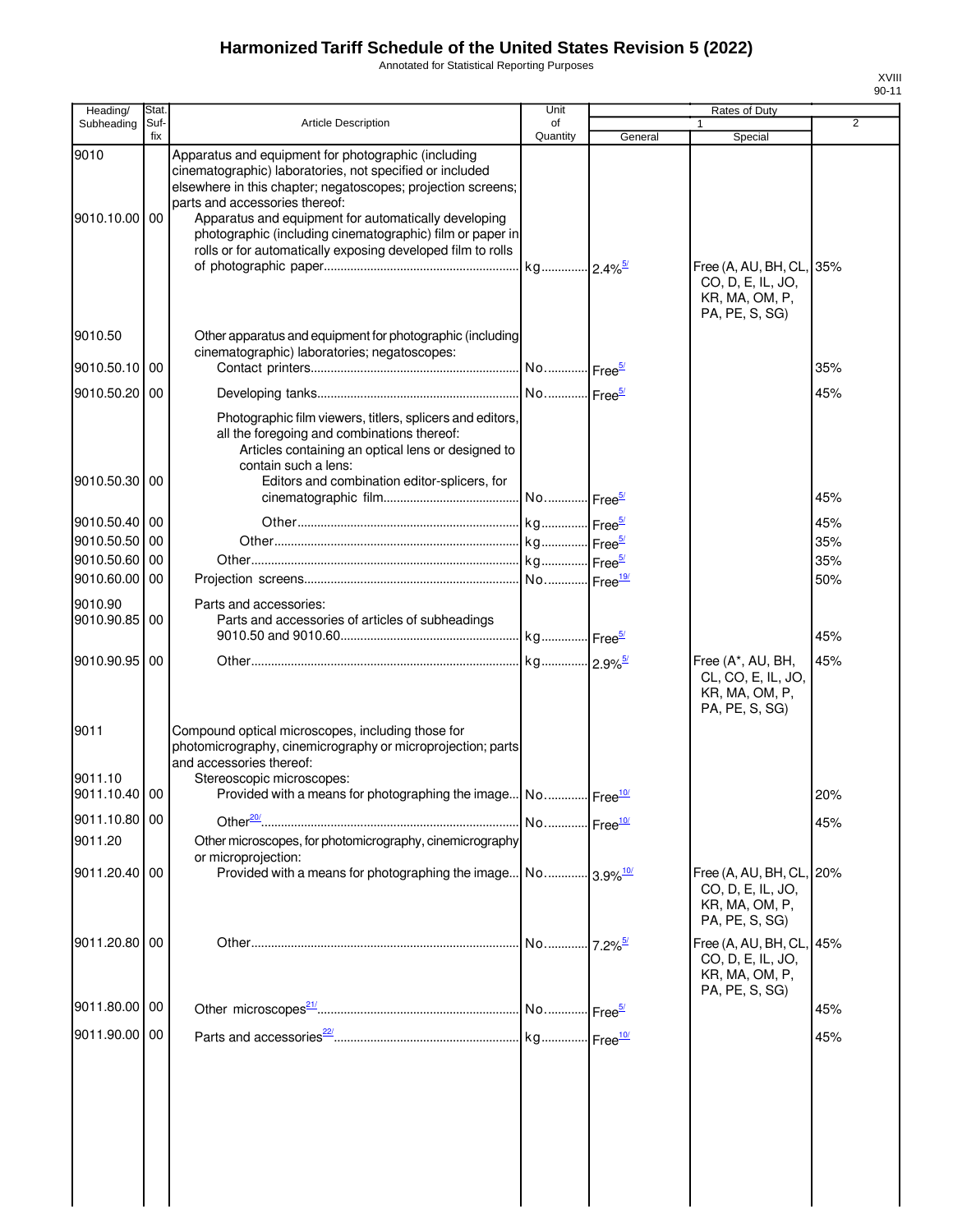# Harmonized Tariff Schedule of the United States Revision 5 (2022)

Annotated for Statistical Reporting Purposes

| Heading/ Subheading | Stat. Suf- fix | Article Description | Unit of Quantity | Rates of Duty 1 General | Special | 2 |
|---|---|---|---|---|---|---|
| 9010 | | Apparatus and equipment for photographic (including cinematographic) laboratories, not specified or included elsewhere in this chapter; negatoscopes; projection screens; parts and accessories thereof: | | | | |
| 9010.10.00 | 00 | Apparatus and equipment for automatically developing photographic (including cinematographic) film or paper in rolls or for automatically exposing developed film to rolls of photographic paper | kg | 2.4%[5/] | Free (A, AU, BH, CL, CO, D, E, IL, JO, KR, MA, OM, P, PA, PE, S, SG) | 35% |
| 9010.50 | | Other apparatus and equipment for photographic (including cinematographic) laboratories; negatoscopes: | | | | |
| 9010.50.10 | 00 | Contact printers | No. | Free[5/] | | 35% |
| 9010.50.20 | 00 | Developing tanks | No. | Free[5/] | | 45% |
| | | Photographic film viewers, titlers, splicers and editors, all the foregoing and combinations thereof: | | | | |
| | | Articles containing an optical lens or designed to contain such a lens: | | | | |
| 9010.50.30 | 00 | Editors and combination editor-splicers, for cinematographic film | No. | Free[5/] | | 45% |
| 9010.50.40 | 00 | Other | kg | Free[5/] | | 45% |
| 9010.50.50 | 00 | Other | kg | Free[5/] | | 35% |
| 9010.50.60 | 00 | Other | kg | Free[5/] | | 35% |
| 9010.60.00 | 00 | Projection screens | No. | Free[19/] | | 50% |
| 9010.90 | | Parts and accessories: | | | | |
| 9010.90.85 | 00 | Parts and accessories of articles of subheadings 9010.50 and 9010.60 | kg | Free[5/] | | 45% |
| 9010.90.95 | 00 | Other | kg | 2.9%[5/] | Free (A*, AU, BH, CL, CO, E, IL, JO, KR, MA, OM, P, PA, PE, S, SG) | 45% |
| 9011 | | Compound optical microscopes, including those for photomicrography, cinemicrography or microprojection; parts and accessories thereof: | | | | |
| 9011.10 | | Stereoscopic microscopes: | | | | |
| 9011.10.40 | 00 | Provided with a means for photographing the image | No. | Free[10/] | | 20% |
| 9011.10.80 | 00 | Other[20/] | No. | Free[10/] | | 45% |
| 9011.20 | | Other microscopes, for photomicrography, cinemicrography or microprojection: | | | | |
| 9011.20.40 | 00 | Provided with a means for photographing the image | No. | 3.9%[10/] | Free (A, AU, BH, CL, CO, D, E, IL, JO, KR, MA, OM, P, PA, PE, S, SG) | 20% |
| 9011.20.80 | 00 | Other | No. | 7.2%[5/] | Free (A, AU, BH, CL, CO, D, E, IL, JO, KR, MA, OM, P, PA, PE, S, SG) | 45% |
| 9011.80.00 | 00 | Other microscopes[21/] | No. | Free[5/] | | 45% |
| 9011.90.00 | 00 | Parts and accessories[22/] | kg | Free[10/] | | 45% |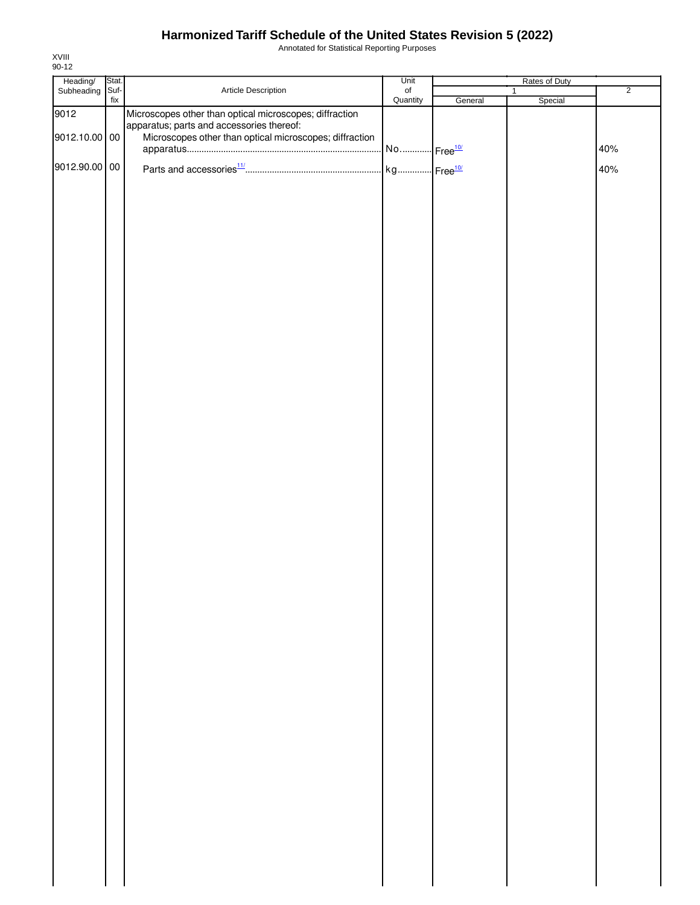# Harmonized Tariff Schedule of the United States Revision 5 (2022)

Annotated for Statistical Reporting Purposes

XVIII
90-12

| Heading/ Subheading | Stat. Suf- fix | Article Description | Unit of Quantity | Rates of Duty | | |
|---|---|---|---|---|---|---|
| | | | | 1 | | 2 |
| | | | | General | Special | |
| 9012 | | Microscopes other than optical microscopes; diffraction apparatus; parts and accessories thereof: | | | | |
| 9012.10.00 | 00 | Microscopes other than optical microscopes; diffraction apparatus | No. | Free[10/] | | 40% |
| 9012.90.00 | 00 | Parts and accessories[11/] | kg | Free[10/] | | 40% |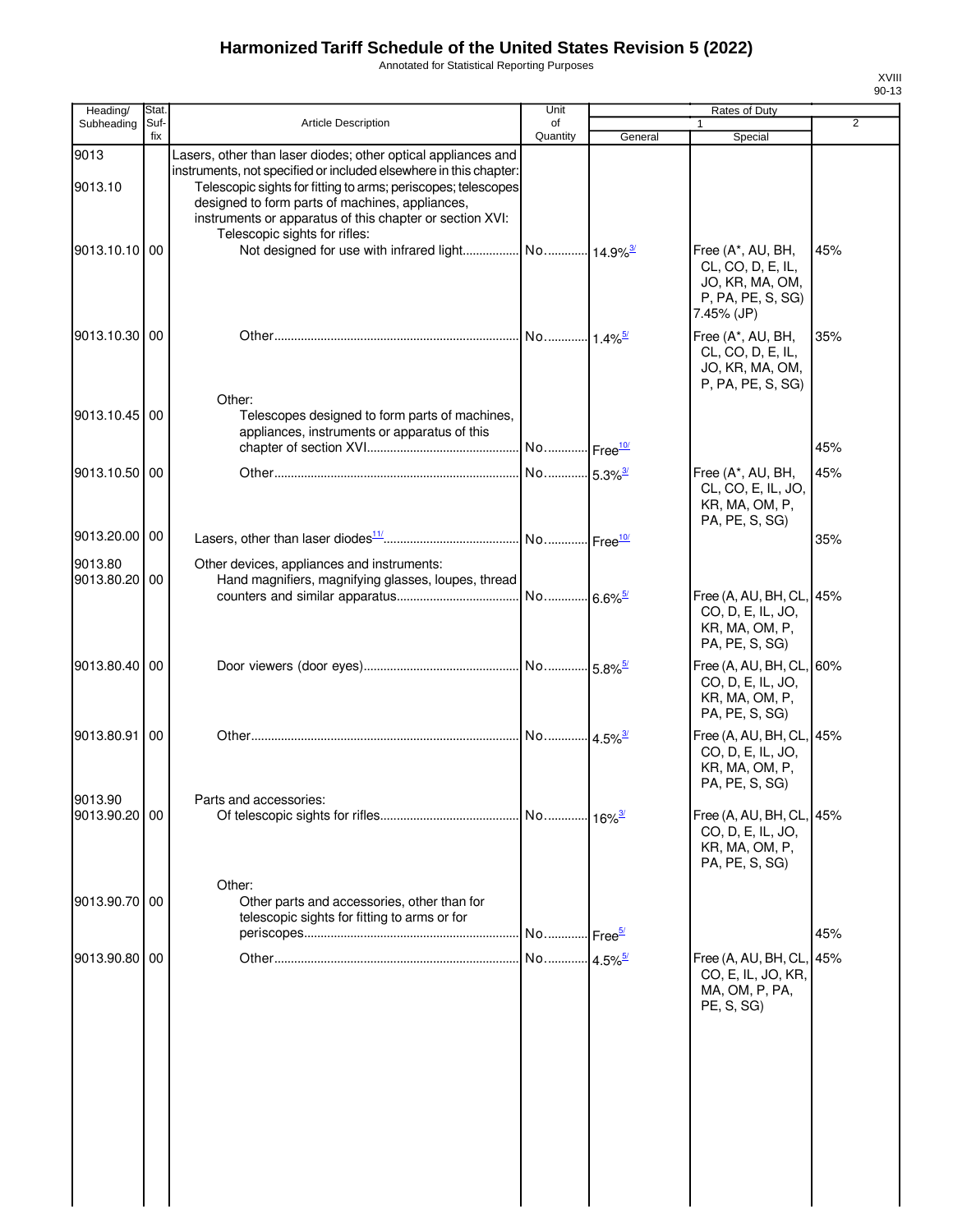# Harmonized Tariff Schedule of the United States Revision 5 (2022)

Annotated for Statistical Reporting Purposes

XVIII
90-13

| Heading/ Subheading | Stat. Suf- fix | Article Description | Unit of Quantity | Rates of Duty 1 General | Special | 2 |
|---|---|---|---|---|---|---|
| 9013 | | Lasers, other than laser diodes; other optical appliances and instruments, not specified or included elsewhere in this chapter: | | | | |
| 9013.10 | | Telescopic sights for fitting to arms; periscopes; telescopes designed to form parts of machines, appliances, instruments or apparatus of this chapter or section XVI: | | | | |
| | | Telescopic sights for rifles: | | | | |
| 9013.10.10 | 00 | Not designed for use with infrared light | No. | 14.9%[3/] | Free (A*, AU, BH, CL, CO, D, E, IL, JO, KR, MA, OM, P, PA, PE, S, SG) 7.45% (JP) | 45% |
| 9013.10.30 | 00 | Other | No. | 1.4%[5/] | Free (A*, AU, BH, CL, CO, D, E, IL, JO, KR, MA, OM, P, PA, PE, S, SG) | 35% |
| | | Other: | | | | |
| 9013.10.45 | 00 | Telescopes designed to form parts of machines, appliances, instruments or apparatus of this chapter of section XVI | No. | Free[10/] | | 45% |
| 9013.10.50 | 00 | Other | No. | 5.3%[3/] | Free (A*, AU, BH, CL, CO, E, IL, JO, KR, MA, OM, P, PA, PE, S, SG) | 45% |
| 9013.20.00 | 00 | Lasers, other than laser diodes[11/] | No. | Free[10/] | | 35% |
| 9013.80 | | Other devices, appliances and instruments: | | | | |
| 9013.80.20 | 00 | Hand magnifiers, magnifying glasses, loupes, thread counters and similar apparatus | No. | 6.6%[5/] | Free (A, AU, BH, CL, CO, D, E, IL, JO, KR, MA, OM, P, PA, PE, S, SG) | 45% |
| 9013.80.40 | 00 | Door viewers (door eyes) | No. | 5.8%[5/] | Free (A, AU, BH, CL, CO, D, E, IL, JO, KR, MA, OM, P, PA, PE, S, SG) | 60% |
| 9013.80.91 | 00 | Other | No. | 4.5%[3/] | Free (A, AU, BH, CL, CO, D, E, IL, JO, KR, MA, OM, P, PA, PE, S, SG) | 45% |
| 9013.90 | | Parts and accessories: | | | | |
| 9013.90.20 | 00 | Of telescopic sights for rifles | No. | 16%[3/] | Free (A, AU, BH, CL, CO, D, E, IL, JO, KR, MA, OM, P, PA, PE, S, SG) | 45% |
| | | Other: | | | | |
| 9013.90.70 | 00 | Other parts and accessories, other than for telescopic sights for fitting to arms or for periscopes | No. | Free[5/] | | 45% |
| 9013.90.80 | 00 | Other | No. | 4.5%[5/] | Free (A, AU, BH, CL, CO, E, IL, JO, KR, MA, OM, P, PA, PE, S, SG) | 45% |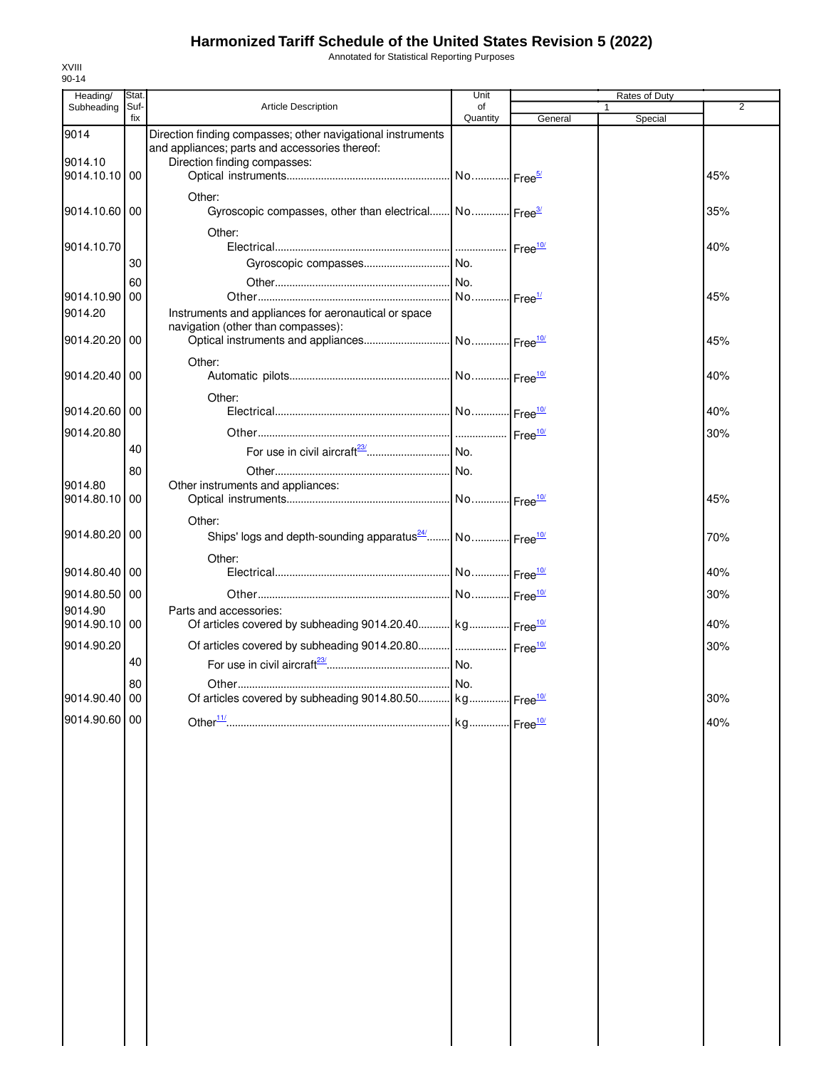# Harmonized Tariff Schedule of the United States Revision 5 (2022)

Annotated for Statistical Reporting Purposes

XVIII
90-14

| Heading/ Subheading | Stat. Suf- fix | Article Description | Unit of Quantity | Rates of Duty 1 General | Special | 2 |
|---|---|---|---|---|---|---|
| 9014 | | Direction finding compasses; other navigational instruments and appliances; parts and accessories thereof: | | | | |
| 9014.10 | | Direction finding compasses: | | | | |
| 9014.10.10 | 00 | Optical instruments | No. | Free[5/] | | 45% |
| | | Other: | | | | |
| 9014.10.60 | 00 | Gyroscopic compasses, other than electrical | No. | Free[3/] | | 35% |
| | | Other: | | | | |
| 9014.10.70 | | Electrical | | Free[10/] | | 40% |
| | 30 | Gyroscopic compasses | No. | | | |
| | 60 | Other | No. | | | |
| 9014.10.90 | 00 | Other | No. | Free[1/] | | 45% |
| 9014.20 | | Instruments and appliances for aeronautical or space navigation (other than compasses): | | | | |
| 9014.20.20 | 00 | Optical instruments and appliances | No. | Free[10/] | | 45% |
| | | Other: | | | | |
| 9014.20.40 | 00 | Automatic pilots | No. | Free[10/] | | 40% |
| | | Other: | | | | |
| 9014.20.60 | 00 | Electrical | No. | Free[10/] | | 40% |
| 9014.20.80 | | Other | | Free[10/] | | 30% |
| | 40 | For use in civil aircraft[23/] | No. | | | |
| | 80 | Other | No. | | | |
| 9014.80 | | Other instruments and appliances: | | | | |
| 9014.80.10 | 00 | Optical instruments | No. | Free[10/] | | 45% |
| | | Other: | | | | |
| 9014.80.20 | 00 | Ships' logs and depth-sounding apparatus[24/] | No. | Free[10/] | | 70% |
| | | Other: | | | | |
| 9014.80.40 | 00 | Electrical | No. | Free[10/] | | 40% |
| 9014.80.50 | 00 | Other | No. | Free[10/] | | 30% |
| 9014.90 | | Parts and accessories: | | | | |
| 9014.90.10 | 00 | Of articles covered by subheading 9014.20.40 | kg | Free[10/] | | 40% |
| 9014.90.20 | | Of articles covered by subheading 9014.20.80 | | Free[10/] | | 30% |
| | 40 | For use in civil aircraft[23/] | No. | | | |
| | 80 | Other | No. | | | |
| 9014.90.40 | 00 | Of articles covered by subheading 9014.80.50 | kg | Free[10/] | | 30% |
| 9014.90.60 | 00 | Other[11/] | kg | Free[10/] | | 40% |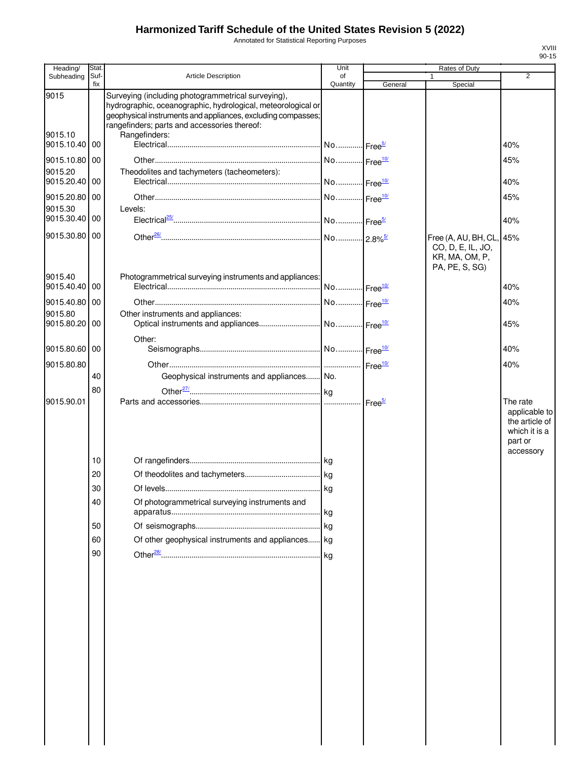# Harmonized Tariff Schedule of the United States Revision 5 (2022)

Annotated for Statistical Reporting Purposes

XVIII
90-15

| Heading/ Subheading | Stat. Suf- fix | Article Description | Unit of Quantity | Rates of Duty 1 General | Special | 2 |
|---|---|---|---|---|---|---|
| 9015 | | Surveying (including photogrammetrical surveying), hydrographic, oceanographic, hydrological, meteorological or geophysical instruments and appliances, excluding compasses; rangefinders; parts and accessories thereof: | | | | |
| 9015.10 | | Rangefinders: | | | | |
| 9015.10.40 | 00 | Electrical | No. | Free[5/] | | 40% |
| 9015.10.80 | 00 | Other | No. | Free[10/] | | 45% |
| 9015.20 | | Theodolites and tachymeters (tacheometers): | | | | |
| 9015.20.40 | 00 | Electrical | No. | Free[10/] | | 40% |
| 9015.20.80 | 00 | Other | No. | Free[10/] | | 45% |
| 9015.30 | | Levels: | | | | |
| 9015.30.40 | 00 | Electrical[25/] | No. | Free[5/] | | 40% |
| 9015.30.80 | 00 | Other[26/] | No. | 2.8%[5/] | Free (A, AU, BH, CL, CO, D, E, IL, JO, KR, MA, OM, P, PA, PE, S, SG) | 45% |
| 9015.40 | | Photogrammetrical surveying instruments and appliances: | | | | |
| 9015.40.40 | 00 | Electrical | No. | Free[10/] | | 40% |
| 9015.40.80 | 00 | Other | No. | Free[10/] | | 40% |
| 9015.80 | | Other instruments and appliances: | | | | |
| 9015.80.20 | 00 | Optical instruments and appliances | No. | Free[10/] | | 45% |
| | | Other: | | | | |
| 9015.80.60 | 00 | Seismographs | No. | Free[10/] | | 40% |
| 9015.80.80 | | Other | | Free[10/] | | 40% |
| | 40 | Geophysical instruments and appliances | No. | | | |
| | 80 | Other[27/] | kg | | | |
| 9015.90.01 | | Parts and accessories | | Free[5/] | | The rate applicable to the article of which it is a part or accessory |
| | 10 | Of rangefinders | kg | | | |
| | 20 | Of theodolites and tachymeters | kg | | | |
| | 30 | Of levels | kg | | | |
| | 40 | Of photogrammetrical surveying instruments and apparatus | kg | | | |
| | 50 | Of seismographs | kg | | | |
| | 60 | Of other geophysical instruments and appliances | kg | | | |
| | 90 | Other[28/] | kg | | | |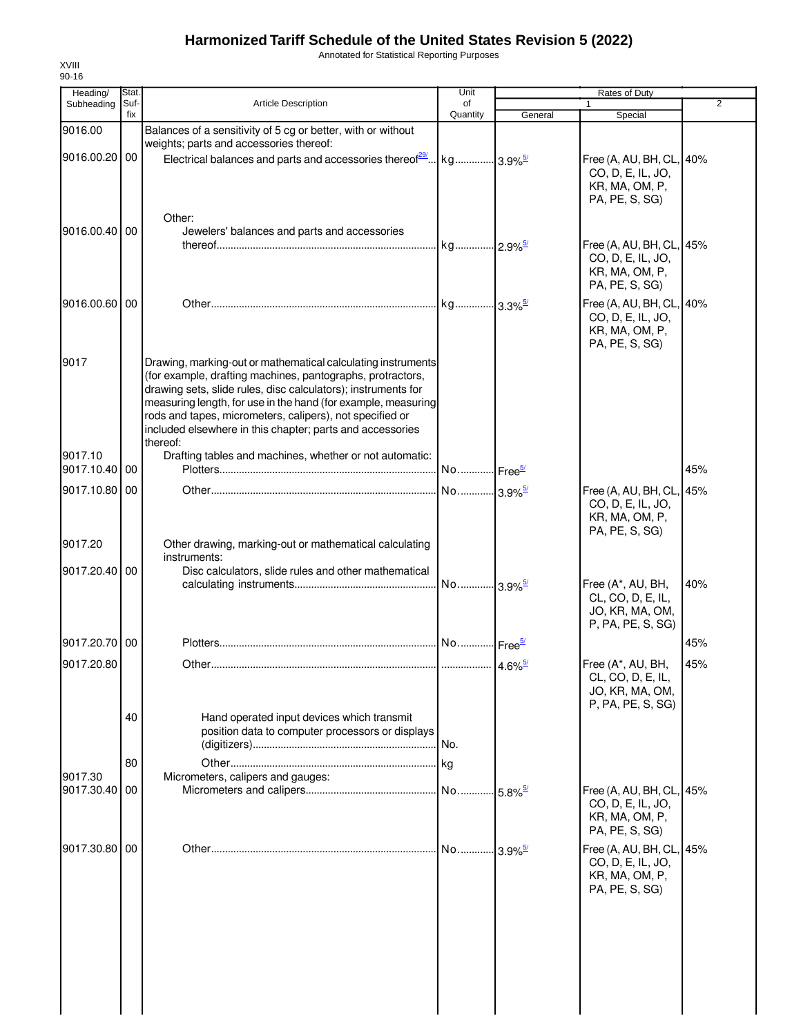# Harmonized Tariff Schedule of the United States Revision 5 (2022)

Annotated for Statistical Reporting Purposes

XVIII
90-16

| Heading/ Subheading | Stat. Suf- fix | Article Description | Unit of Quantity | Rates of Duty 1 General | Special | 2 |
|---|---|---|---|---|---|---|
| 9016.00 | | Balances of a sensitivity of 5 cg or better, with or without weights; parts and accessories thereof: | | | | |
| 9016.00.20 | 00 | Electrical balances and parts and accessories thereof[29/] | kg | 3.9%[5/] | Free (A, AU, BH, CL, CO, D, E, IL, JO, KR, MA, OM, P, PA, PE, S, SG) | 40% |
| | | Other: | | | | |
| 9016.00.40 | 00 | Jewelers' balances and parts and accessories thereof | kg | 2.9%[5/] | Free (A, AU, BH, CL, CO, D, E, IL, JO, KR, MA, OM, P, PA, PE, S, SG) | 45% |
| 9016.00.60 | 00 | Other | kg | 3.3%[5/] | Free (A, AU, BH, CL, CO, D, E, IL, JO, KR, MA, OM, P, PA, PE, S, SG) | 40% |
| 9017 | | Drawing, marking-out or mathematical calculating instruments (for example, drafting machines, pantographs, protractors, drawing sets, slide rules, disc calculators); instruments for measuring length, for use in the hand (for example, measuring rods and tapes, micrometers, calipers), not specified or included elsewhere in this chapter; parts and accessories thereof: | | | | |
| 9017.10 | | Drafting tables and machines, whether or not automatic: | | | | |
| 9017.10.40 | 00 | Plotters | No. | Free[5/] | | 45% |
| 9017.10.80 | 00 | Other | No. | 3.9%[5/] | Free (A, AU, BH, CL, CO, D, E, IL, JO, KR, MA, OM, P, PA, PE, S, SG) | 45% |
| 9017.20 | | Other drawing, marking-out or mathematical calculating instruments: | | | | |
| 9017.20.40 | 00 | Disc calculators, slide rules and other mathematical calculating instruments | No. | 3.9%[5/] | Free (A*, AU, BH, CL, CO, D, E, IL, JO, KR, MA, OM, P, PA, PE, S, SG) | 40% |
| 9017.20.70 | 00 | Plotters | No. | Free[5/] | | 45% |
| 9017.20.80 | | Other | | 4.6%[5/] | Free (A*, AU, BH, CL, CO, D, E, IL, JO, KR, MA, OM, P, PA, PE, S, SG) | 45% |
| | 40 | Hand operated input devices which transmit position data to computer processors or displays (digitizers) | No. | | | |
| | 80 | Other | kg | | | |
| 9017.30 | | Micrometers, calipers and gauges: | | | | |
| 9017.30.40 | 00 | Micrometers and calipers | No. | 5.8%[5/] | Free (A, AU, BH, CL, CO, D, E, IL, JO, KR, MA, OM, P, PA, PE, S, SG) | 45% |
| 9017.30.80 | 00 | Other | No. | 3.9%[5/] | Free (A, AU, BH, CL, CO, D, E, IL, JO, KR, MA, OM, P, PA, PE, S, SG) | 45% |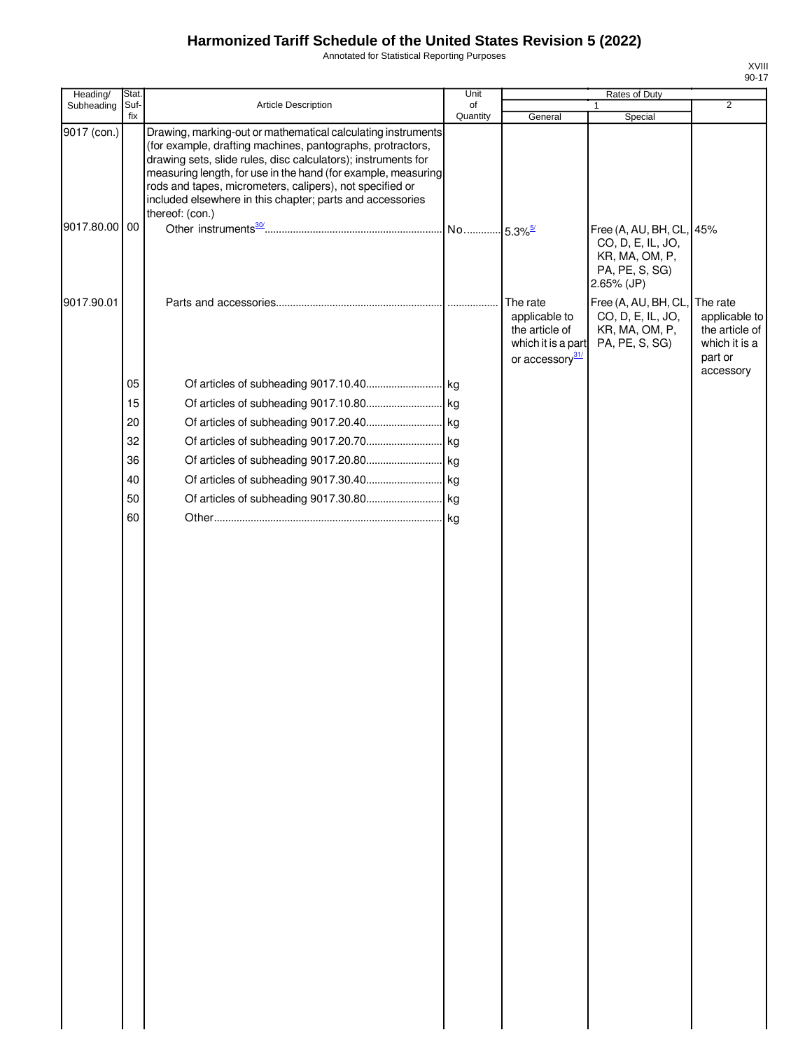# Harmonized Tariff Schedule of the United States Revision 5 (2022)

Annotated for Statistical Reporting Purposes

XVIII
90-17

| Heading/ Subheading | Stat. Suf- fix | Article Description | Unit of Quantity | Rates of Duty 1 General | Special | 2 |
|---|---|---|---|---|---|---|
| 9017 (con.) | | Drawing, marking-out or mathematical calculating instruments (for example, drafting machines, pantographs, protractors, drawing sets, slide rules, disc calculators); instruments for measuring length, for use in the hand (for example, measuring rods and tapes, micrometers, calipers), not specified or included elsewhere in this chapter; parts and accessories thereof: (con.) | | | | |
| 9017.80.00 | 00 | Other instruments[30/] | No. | 5.3%[5/] | Free (A, AU, BH, CL, CO, D, E, IL, JO, KR, MA, OM, P, PA, PE, S, SG) 2.65% (JP) | 45% |
| 9017.90.01 | | Parts and accessories | | The rate applicable to the article of which it is a part or accessory[31/] | Free (A, AU, BH, CL, CO, D, E, IL, JO, KR, MA, OM, P, PA, PE, S, SG) | The rate applicable to the article of which it is a part or accessory |
| | 05 | Of articles of subheading 9017.10.40 | kg | | | |
| | 15 | Of articles of subheading 9017.10.80 | kg | | | |
| | 20 | Of articles of subheading 9017.20.40 | kg | | | |
| | 32 | Of articles of subheading 9017.20.70 | kg | | | |
| | 36 | Of articles of subheading 9017.20.80 | kg | | | |
| | 40 | Of articles of subheading 9017.30.40 | kg | | | |
| | 50 | Of articles of subheading 9017.30.80 | kg | | | |
| | 60 | Other | kg | | | |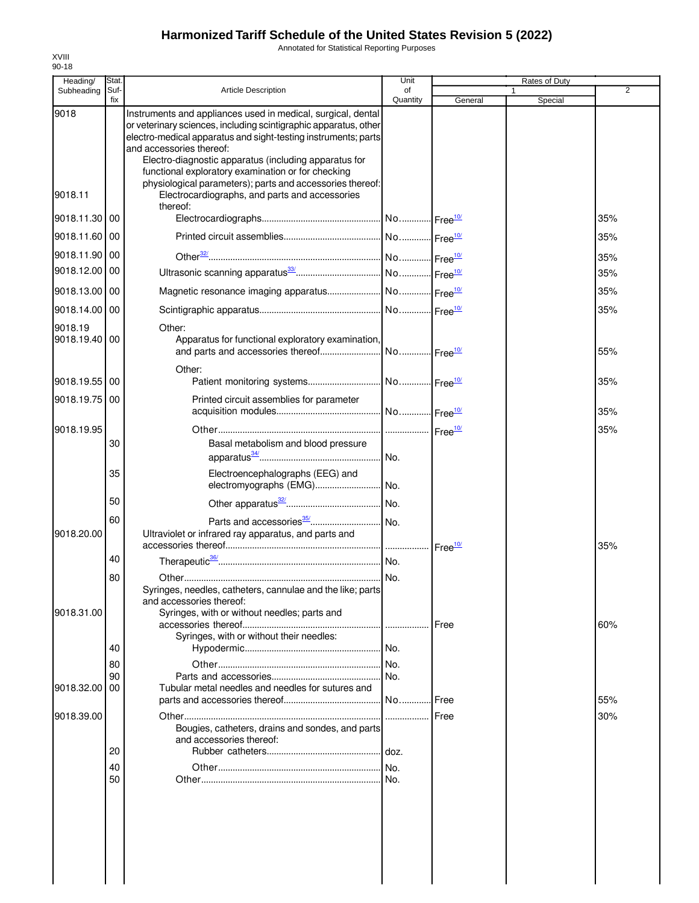# Harmonized Tariff Schedule of the United States Revision 5 (2022)

Annotated for Statistical Reporting Purposes

XVIII
90-18

| Heading/ Subheading | Stat. Suf-fix | Article Description | Unit of Quantity | Rates of Duty 1 General | Special | 2 |
|---|---|---|---|---|---|---|
| 9018 | | Instruments and appliances used in medical, surgical, dental or veterinary sciences, including scintigraphic apparatus, other electro-medical apparatus and sight-testing instruments; parts and accessories thereof: | | | | |
| | | Electro-diagnostic apparatus (including apparatus for functional exploratory examination or for checking physiological parameters); parts and accessories thereof: | | | | |
| 9018.11 | | Electrocardiographs, and parts and accessories thereof: | | | | |
| 9018.11.30 | 00 | Electrocardiographs | No. | Free[10/] | | 35% |
| 9018.11.60 | 00 | Printed circuit assemblies | No. | Free[10/] | | 35% |
| 9018.11.90 | 00 | Other[32/] | No. | Free[10/] | | 35% |
| 9018.12.00 | 00 | Ultrasonic scanning apparatus[33/] | No. | Free[10/] | | 35% |
| 9018.13.00 | 00 | Magnetic resonance imaging apparatus | No. | Free[10/] | | 35% |
| 9018.14.00 | 00 | Scintigraphic apparatus | No. | Free[10/] | | 35% |
| 9018.19 | | Other: | | | | |
| 9018.19.40 | 00 | Apparatus for functional exploratory examination, and parts and accessories thereof | No. | Free[10/] | | 55% |
| | | Other: | | | | |
| 9018.19.55 | 00 | Patient monitoring systems | No. | Free[10/] | | 35% |
| 9018.19.75 | 00 | Printed circuit assemblies for parameter acquisition modules | No. | Free[10/] | | 35% |
| 9018.19.95 | | Other | | Free[10/] | | 35% |
| | 30 | Basal metabolism and blood pressure apparatus[34/] | No. | | | |
| | 35 | Electroencephalographs (EEG) and electromyographs (EMG) | No. | | | |
| | 50 | Other apparatus[32/] | No. | | | |
| | 60 | Parts and accessories[35/] | No. | | | |
| 9018.20.00 | | Ultraviolet or infrared ray apparatus, and parts and accessories thereof | | Free[10/] | | 35% |
| | 40 | Therapeutic[36/] | No. | | | |
| | 80 | Other | No. | | | |
| | | Syringes, needles, catheters, cannulae and the like; parts and accessories thereof: | | | | |
| 9018.31.00 | | Syringes, with or without needles; parts and accessories thereof | | Free | | 60% |
| | | Syringes, with or without their needles: | | | | |
| | 40 | Hypodermic | No. | | | |
| | 80 | Other | No. | | | |
| | 90 | Parts and accessories | No. | | | |
| 9018.32.00 | 00 | Tubular metal needles and needles for sutures and parts and accessories thereof | No. | Free | | 55% |
| 9018.39.00 | | Other | | Free | | 30% |
| | | Bougies, catheters, drains and sondes, and parts and accessories thereof: | | | | |
| | 20 | Rubber catheters | doz. | | | |
| | 40 | Other | No. | | | |
| | 50 | Other | No. | | | |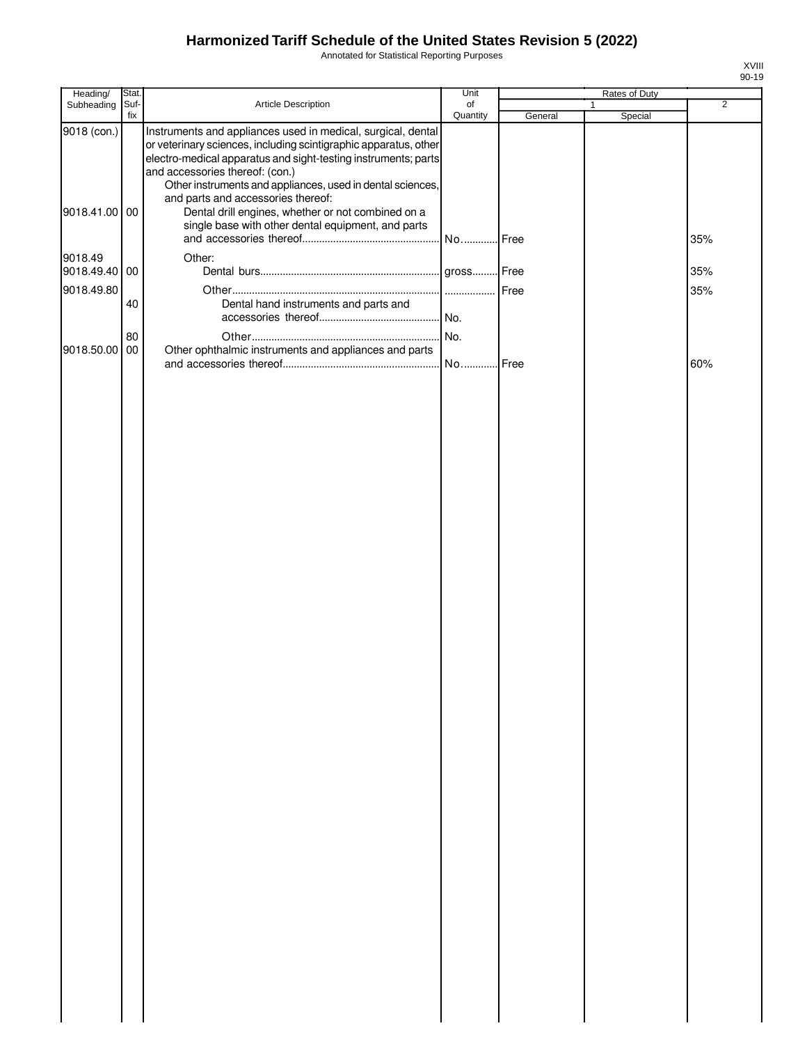# Harmonized Tariff Schedule of the United States Revision 5 (2022)

Annotated for Statistical Reporting Purposes

XVIII
90-19

| Heading/ Subheading | Stat. Suf- fix | Article Description | Unit of Quantity | Rates of Duty 1 General | Rates of Duty 1 Special | Rates of Duty 2 |
|---|---|---|---|---|---|---|
| 9018 (con.) | | Instruments and appliances used in medical, surgical, dental or veterinary sciences, including scintigraphic apparatus, other electro-medical apparatus and sight-testing instruments; parts and accessories thereof: (con.) | | | | |
| | | Other instruments and appliances, used in dental sciences, and parts and accessories thereof: | | | | |
| 9018.41.00 | 00 | Dental drill engines, whether or not combined on a single base with other dental equipment, and parts and accessories thereof | No. | Free | | 35% |
| 9018.49 | | Other: | | | | |
| 9018.49.40 | 00 | Dental burs | gross | Free | | 35% |
| 9018.49.80 | | Other | | Free | | 35% |
| | 40 | Dental hand instruments and parts and accessories thereof | No. | | | |
| | 80 | Other | No. | | | |
| 9018.50.00 | 00 | Other ophthalmic instruments and appliances and parts and accessories thereof | No. | Free | | 60% |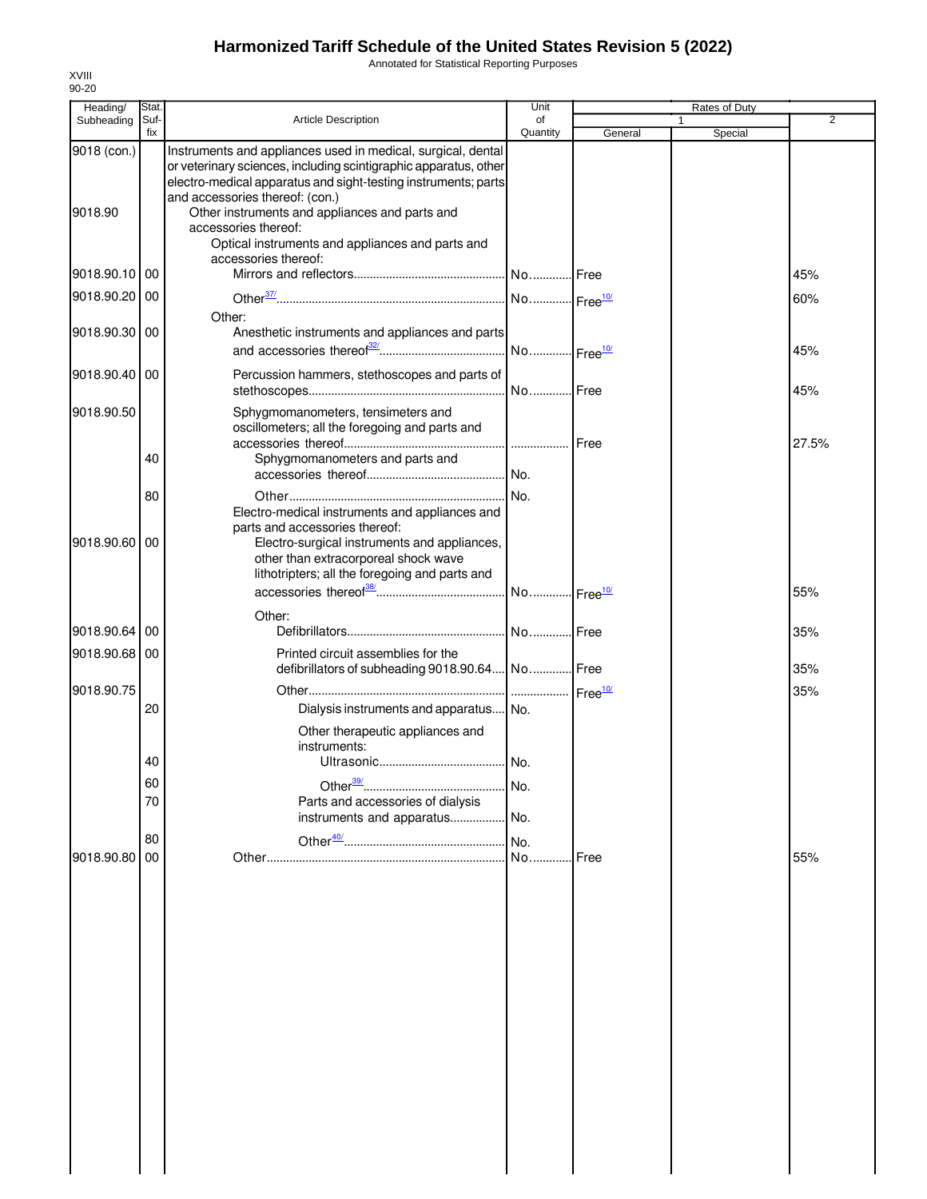# Harmonized Tariff Schedule of the United States Revision 5 (2022)

Annotated for Statistical Reporting Purposes

XVIII
90-20

| Heading/ Subheading | Stat. Suf-fix | Article Description | Unit of Quantity | Rates of Duty 1 General | Special | 2 |
|---|---|---|---|---|---|---|
| 9018 (con.) | | Instruments and appliances used in medical, surgical, dental or veterinary sciences, including scintigraphic apparatus, other electro-medical apparatus and sight-testing instruments; parts and accessories thereof: (con.) | | | | |
| 9018.90 | | Other instruments and appliances and parts and accessories thereof: | | | | |
| | | Optical instruments and appliances and parts and accessories thereof: | | | | |
| 9018.90.10 | 00 | Mirrors and reflectors | No. | Free | | 45% |
| 9018.90.20 | 00 | Other[37/] | No. | Free[10/] | | 60% |
| | | Other: | | | | |
| 9018.90.30 | 00 | Anesthetic instruments and appliances and parts and accessories thereof[32/] | No. | Free[10/] | | 45% |
| 9018.90.40 | 00 | Percussion hammers, stethoscopes and parts of stethoscopes | No. | Free | | 45% |
| 9018.90.50 | | Sphygmomanometers, tensimeters and oscillometers; all the foregoing and parts and accessories thereof | | Free | | 27.5% |
| | 40 | Sphygmomanometers and parts and accessories thereof | No. | | | |
| | 80 | Other | No. | | | |
| | | Electro-medical instruments and appliances and parts and accessories thereof: | | | | |
| 9018.90.60 | 00 | Electro-surgical instruments and appliances, other than extracorporeal shock wave lithotripters; all the foregoing and parts and accessories thereof[38/] | No. | Free[10/] | | 55% |
| | | Other: | | | | |
| 9018.90.64 | 00 | Defibrillators | No. | Free | | 35% |
| 9018.90.68 | 00 | Printed circuit assemblies for the defibrillators of subheading 9018.90.64 | No. | Free | | 35% |
| 9018.90.75 | | Other | | Free[10/] | | 35% |
| | 20 | Dialysis instruments and apparatus | No. | | | |
| | | Other therapeutic appliances and instruments: | | | | |
| | 40 | Ultrasonic | No. | | | |
| | 60 | Other[39/] | No. | | | |
| | 70 | Parts and accessories of dialysis instruments and apparatus | No. | | | |
| | 80 | Other[40/] | No. | | | |
| 9018.90.80 | 00 | Other | No. | Free | | 55% |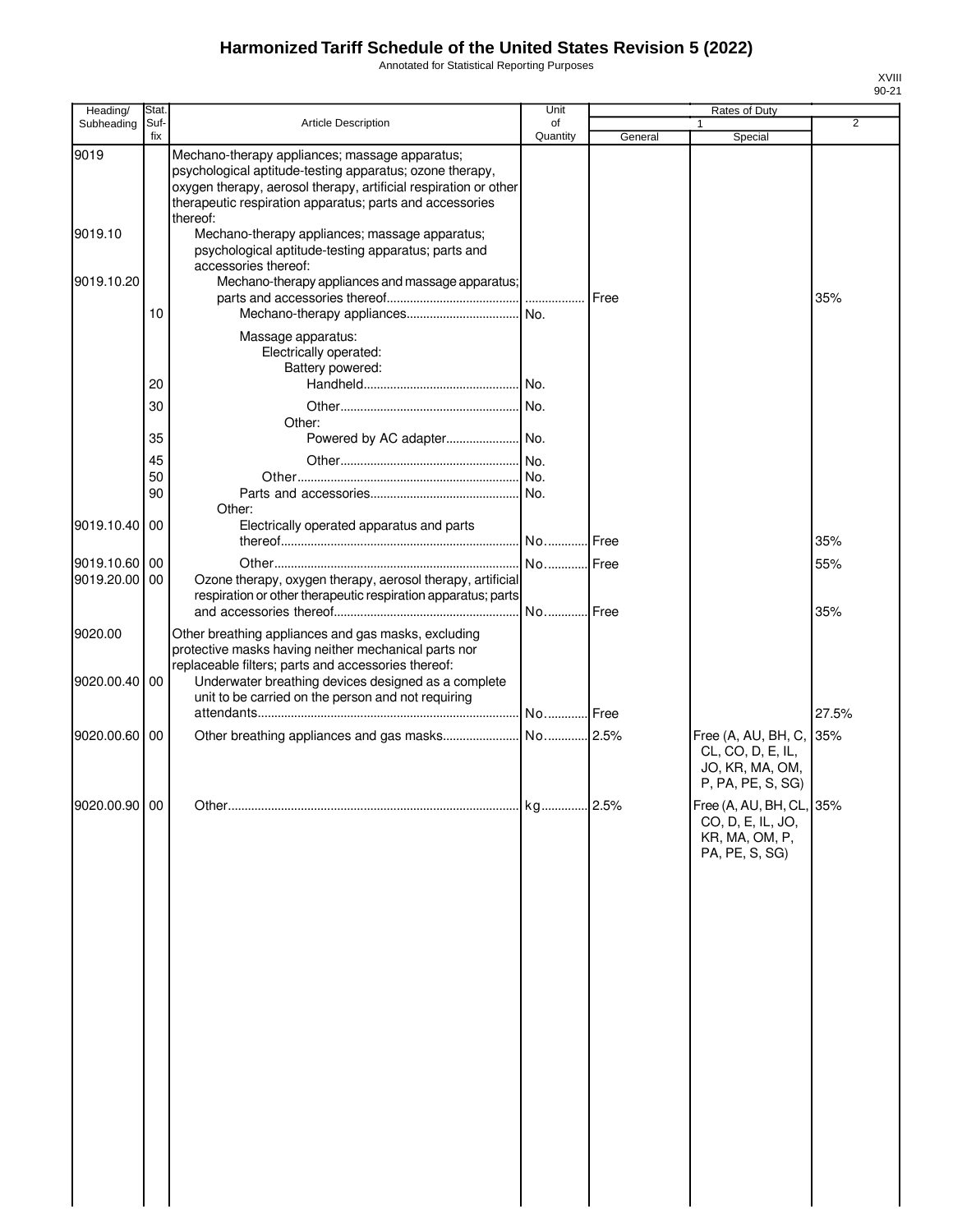# Harmonized Tariff Schedule of the United States Revision 5 (2022)

Annotated for Statistical Reporting Purposes

| Heading/ Subheading | Stat. Suf- fix | Article Description | Unit of Quantity | Rates of Duty 1 General | Rates of Duty 1 Special | Rates of Duty 2 |
|---|---|---|---|---|---|---|
| 9019 | | Mechano-therapy appliances; massage apparatus; psychological aptitude-testing apparatus; ozone therapy, oxygen therapy, aerosol therapy, artificial respiration or other therapeutic respiration apparatus; parts and accessories thereof: | | | | |
| 9019.10 | | Mechano-therapy appliances; massage apparatus; psychological aptitude-testing apparatus; parts and accessories thereof: | | | | |
| 9019.10.20 | | Mechano-therapy appliances and massage apparatus; parts and accessories thereof | | Free | | 35% |
| | 10 | Mechano-therapy appliances | No. | | | |
| | | Massage apparatus: | | | | |
| | | Electrically operated: | | | | |
| | | Battery powered: | | | | |
| | 20 | Handheld | No. | | | |
| | 30 | Other | No. | | | |
| | | Other: | | | | |
| | 35 | Powered by AC adapter | No. | | | |
| | 45 | Other | No. | | | |
| | 50 | Other | No. | | | |
| | 90 | Parts and accessories | No. | | | |
| | | Other: | | | | |
| 9019.10.40 | 00 | Electrically operated apparatus and parts thereof | No. | Free | | 35% |
| 9019.10.60 | 00 | Other | No. | Free | | 55% |
| 9019.20.00 | 00 | Ozone therapy, oxygen therapy, aerosol therapy, artificial respiration or other therapeutic respiration apparatus; parts and accessories thereof | No. | Free | | 35% |
| 9020.00 | | Other breathing appliances and gas masks, excluding protective masks having neither mechanical parts nor replaceable filters; parts and accessories thereof: | | | | |
| 9020.00.40 | 00 | Underwater breathing devices designed as a complete unit to be carried on the person and not requiring attendants | No. | Free | | 27.5% |
| 9020.00.60 | 00 | Other breathing appliances and gas masks | No. | 2.5% | Free (A, AU, BH, C, CL, CO, D, E, IL, JO, KR, MA, OM, P, PA, PE, S, SG) | 35% |
| 9020.00.90 | 00 | Other | kg | 2.5% | Free (A, AU, BH, CL, CO, D, E, IL, JO, KR, MA, OM, P, PA, PE, S, SG) | 35% |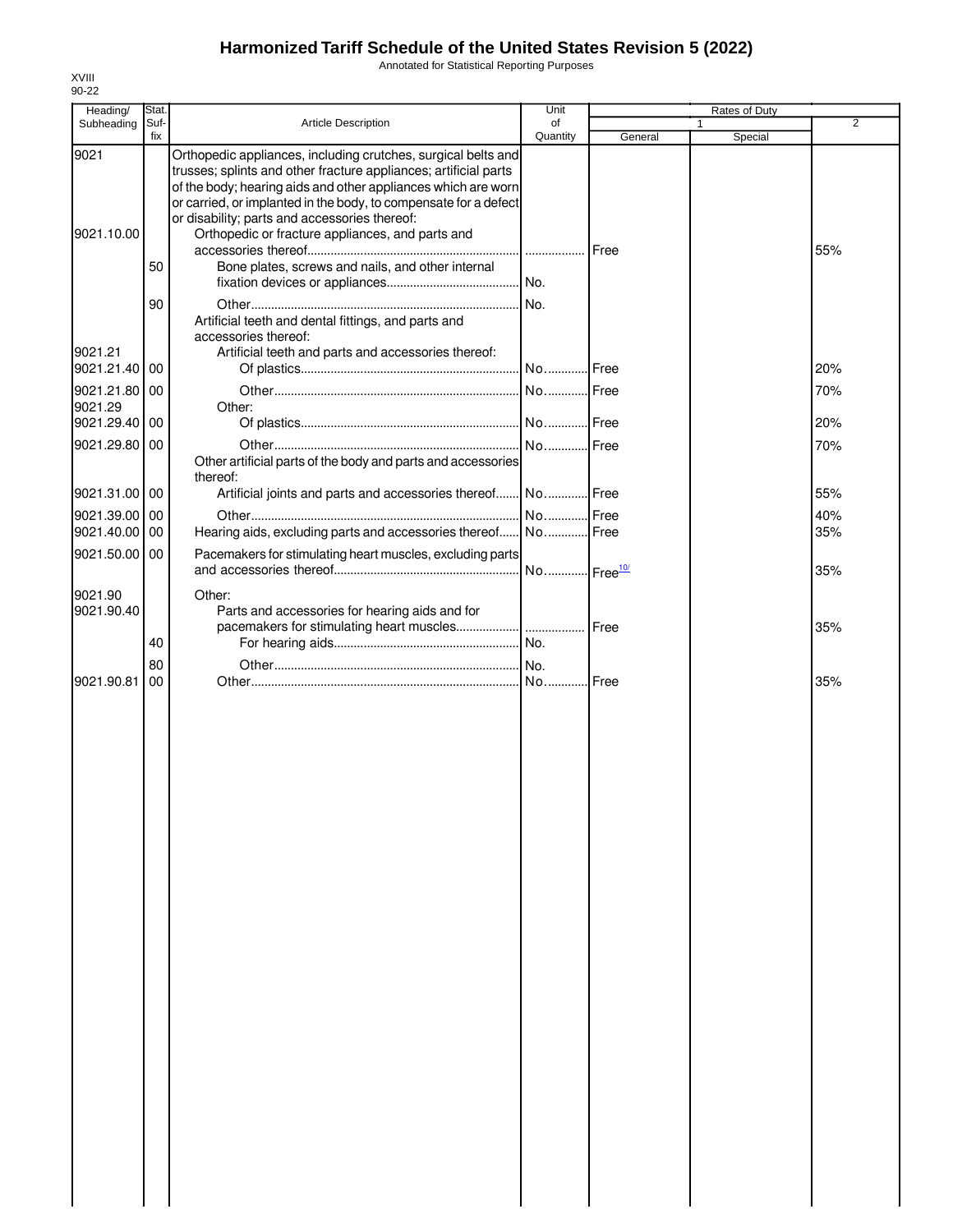# Harmonized Tariff Schedule of the United States Revision 5 (2022)

Annotated for Statistical Reporting Purposes

XVIII
90-22

| Heading/ Subheading | Stat. Suf- fix | Article Description | Unit of Quantity | Rates of Duty 1 General | Special | 2 |
|---|---|---|---|---|---|---|
| 9021 | | Orthopedic appliances, including crutches, surgical belts and trusses; splints and other fracture appliances; artificial parts of the body; hearing aids and other appliances which are worn or carried, or implanted in the body, to compensate for a defect or disability; parts and accessories thereof: | | | | |
| 9021.10.00 | | Orthopedic or fracture appliances, and parts and accessories thereof | | Free | | 55% |
| | 50 | Bone plates, screws and nails, and other internal fixation devices or appliances | No. | | | |
| | 90 | Other | No. | | | |
| | | Artificial teeth and dental fittings, and parts and accessories thereof: | | | | |
| 9021.21 | | Artificial teeth and parts and accessories thereof: | | | | |
| 9021.21.40 | 00 | Of plastics | No. | Free | | 20% |
| 9021.21.80 | 00 | Other | No. | Free | | 70% |
| 9021.29 | | Other: | | | | |
| 9021.29.40 | 00 | Of plastics | No. | Free | | 20% |
| 9021.29.80 | 00 | Other | No. | Free | | 70% |
| | | Other artificial parts of the body and parts and accessories thereof: | | | | |
| 9021.31.00 | 00 | Artificial joints and parts and accessories thereof | No. | Free | | 55% |
| 9021.39.00 | 00 | Other | No. | Free | | 40% |
| 9021.40.00 | 00 | Hearing aids, excluding parts and accessories thereof | No. | Free | | 35% |
| 9021.50.00 | 00 | Pacemakers for stimulating heart muscles, excluding parts and accessories thereof | No. | Free[10/] | | 35% |
| 9021.90 | | Other: | | | | |
| 9021.90.40 | | Parts and accessories for hearing aids and for pacemakers for stimulating heart muscles | | Free | | 35% |
| | 40 | For hearing aids | No. | | | |
| | 80 | Other | No. | | | |
| 9021.90.81 | 00 | Other | No. | Free | | 35% |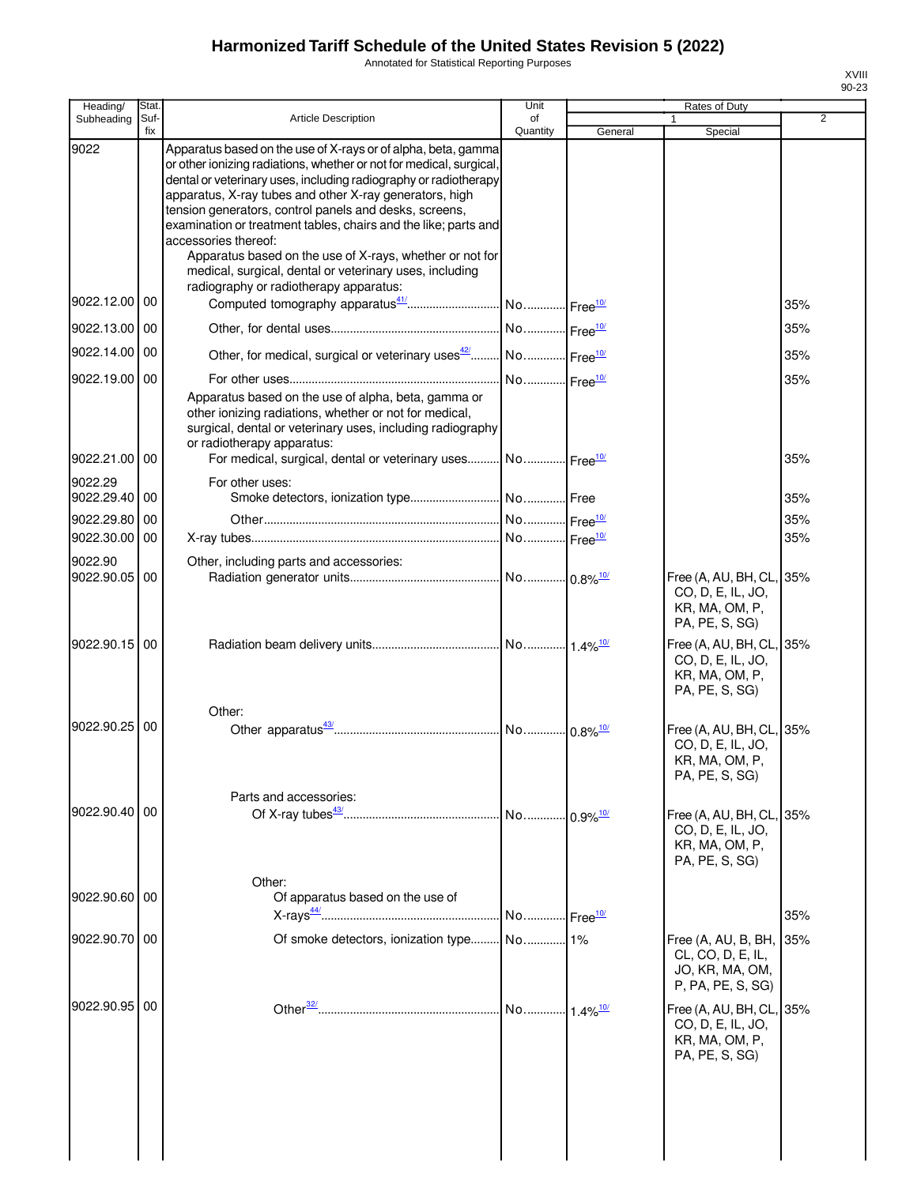# Harmonized Tariff Schedule of the United States Revision 5 (2022)

Annotated for Statistical Reporting Purposes

XVIII
90-23

| Heading/ Subheading | Stat. Suf- fix | Article Description | Unit of Quantity | Rates of Duty 1 General | Rates of Duty 1 Special | Rates of Duty 2 |
|---|---|---|---|---|---|---|
| 9022 | | Apparatus based on the use of X-rays or of alpha, beta, gamma or other ionizing radiations, whether or not for medical, surgical, dental or veterinary uses, including radiography or radiotherapy apparatus, X-ray tubes and other X-ray generators, high tension generators, control panels and desks, screens, examination or treatment tables, chairs and the like; parts and accessories thereof: | | | | |
| | | Apparatus based on the use of X-rays, whether or not for medical, surgical, dental or veterinary uses, including radiography or radiotherapy apparatus: | | | | |
| 9022.12.00 | 00 | Computed tomography apparatus[41/] | No. | Free[10/] | | 35% |
| 9022.13.00 | 00 | Other, for dental uses | No. | Free[10/] | | 35% |
| 9022.14.00 | 00 | Other, for medical, surgical or veterinary uses[42/] | No. | Free[10/] | | 35% |
| 9022.19.00 | 00 | For other uses | No. | Free[10/] | | 35% |
| | | Apparatus based on the use of alpha, beta, gamma or other ionizing radiations, whether or not for medical, surgical, dental or veterinary uses, including radiography or radiotherapy apparatus: | | | | |
| 9022.21.00 | 00 | For medical, surgical, dental or veterinary uses | No. | Free[10/] | | 35% |
| 9022.29 | | For other uses: | | | | |
| 9022.29.40 | 00 | Smoke detectors, ionization type | No. | Free | | 35% |
| 9022.29.80 | 00 | Other | No. | Free[10/] | | 35% |
| 9022.30.00 | 00 | X-ray tubes | No. | Free[10/] | | 35% |
| 9022.90 | | Other, including parts and accessories: | | | | |
| 9022.90.05 | 00 | Radiation generator units | No. | 0.8%[10/] | Free (A, AU, BH, CL, CO, D, E, IL, JO, KR, MA, OM, P, PA, PE, S, SG) | 35% |
| 9022.90.15 | 00 | Radiation beam delivery units | No. | 1.4%[10/] | Free (A, AU, BH, CL, CO, D, E, IL, JO, KR, MA, OM, P, PA, PE, S, SG) | 35% |
| | | Other: | | | | |
| 9022.90.25 | 00 | Other apparatus[43/] | No. | 0.8%[10/] | Free (A, AU, BH, CL, CO, D, E, IL, JO, KR, MA, OM, P, PA, PE, S, SG) | 35% |
| | | Parts and accessories: | | | | |
| 9022.90.40 | 00 | Of X-ray tubes[43/] | No. | 0.9%[10/] | Free (A, AU, BH, CL, CO, D, E, IL, JO, KR, MA, OM, P, PA, PE, S, SG) | 35% |
| | | Other: | | | | |
| 9022.90.60 | 00 | Of apparatus based on the use of X-rays[44/] | No. | Free[10/] | | 35% |
| 9022.90.70 | 00 | Of smoke detectors, ionization type | No. | 1% | Free (A, AU, B, BH, CL, CO, D, E, IL, JO, KR, MA, OM, P, PA, PE, S, SG) | 35% |
| 9022.90.95 | 00 | Other[32/] | No. | 1.4%[10/] | Free (A, AU, BH, CL, CO, D, E, IL, JO, KR, MA, OM, P, PA, PE, S, SG) | 35% |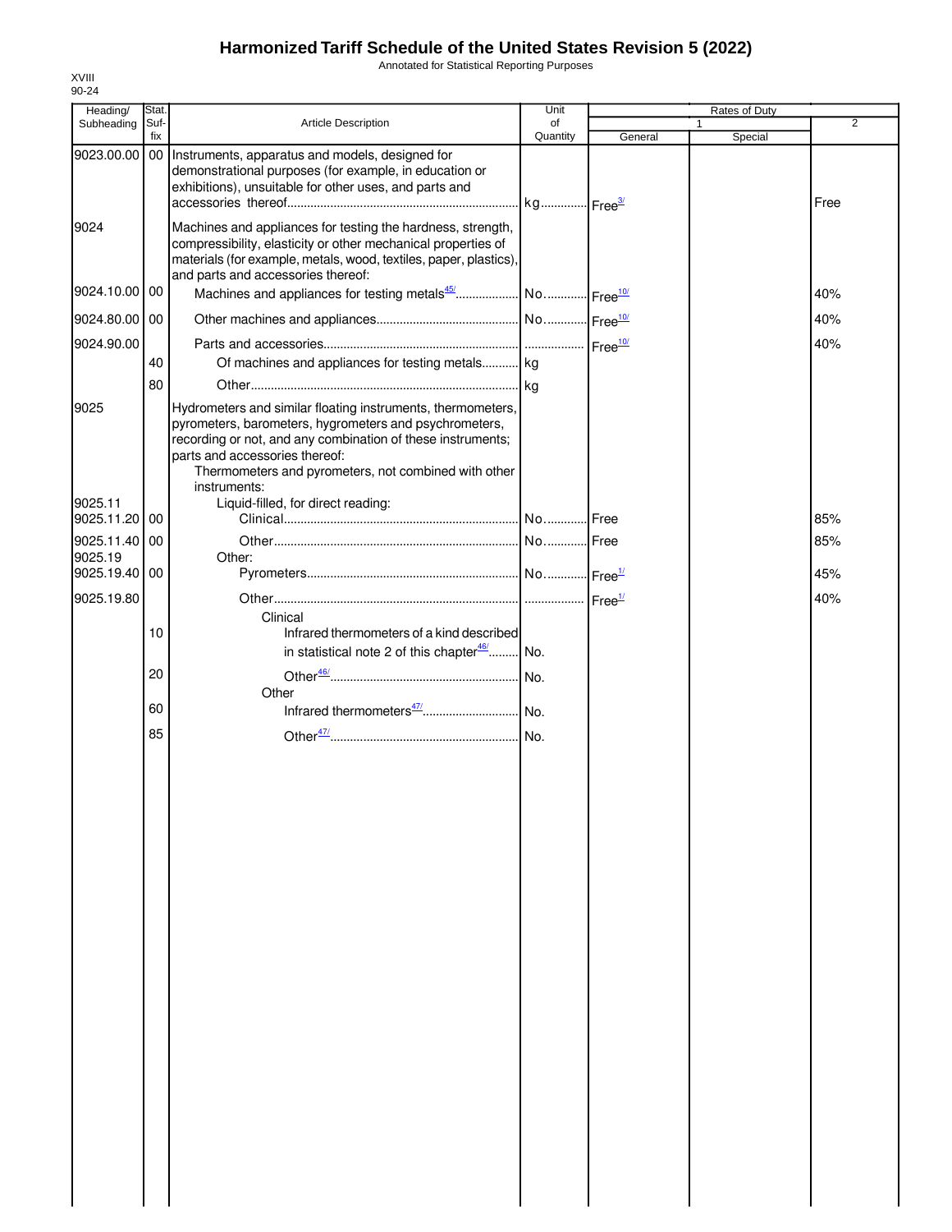# Harmonized Tariff Schedule of the United States Revision 5 (2022)

Annotated for Statistical Reporting Purposes

XVIII
90-24

| Heading/ Subheading | Stat. Suf- fix | Article Description | Unit of Quantity | Rates of Duty 1 General | Special | 2 |
|---|---|---|---|---|---|---|
| 9023.00.00 | 00 | Instruments, apparatus and models, designed for demonstrational purposes (for example, in education or exhibitions), unsuitable for other uses, and parts and accessories thereof | kg | Free[3/] | | Free |
| 9024 | | Machines and appliances for testing the hardness, strength, compressibility, elasticity or other mechanical properties of materials (for example, metals, wood, textiles, paper, plastics), and parts and accessories thereof: | | | | |
| 9024.10.00 | 00 | Machines and appliances for testing metals[45/] | No. | Free[10/] | | 40% |
| 9024.80.00 | 00 | Other machines and appliances | No. | Free[10/] | | 40% |
| 9024.90.00 | | Parts and accessories | | Free[10/] | | 40% |
| | 40 | Of machines and appliances for testing metals | kg | | | |
| | 80 | Other | kg | | | |
| 9025 | | Hydrometers and similar floating instruments, thermometers, pyrometers, barometers, hygrometers and psychrometers, recording or not, and any combination of these instruments; parts and accessories thereof: | | | | |
| | | Thermometers and pyrometers, not combined with other instruments: | | | | |
| 9025.11 | | Liquid-filled, for direct reading: | | | | |
| 9025.11.20 | 00 | Clinical | No. | Free | | 85% |
| 9025.11.40 | 00 | Other | No. | Free | | 85% |
| 9025.19 | | Other: | | | | |
| 9025.19.40 | 00 | Pyrometers | No. | Free[1/] | | 45% |
| 9025.19.80 | | Other | | Free[1/] | | 40% |
| | | Clinical | | | | |
| | 10 | Infrared thermometers of a kind described in statistical note 2 of this chapter[46/] | No. | | | |
| | 20 | Other[46/] | No. | | | |
| | | Other | | | | |
| | 60 | Infrared thermometers[47/] | No. | | | |
| | 85 | Other[47/] | No. | | | |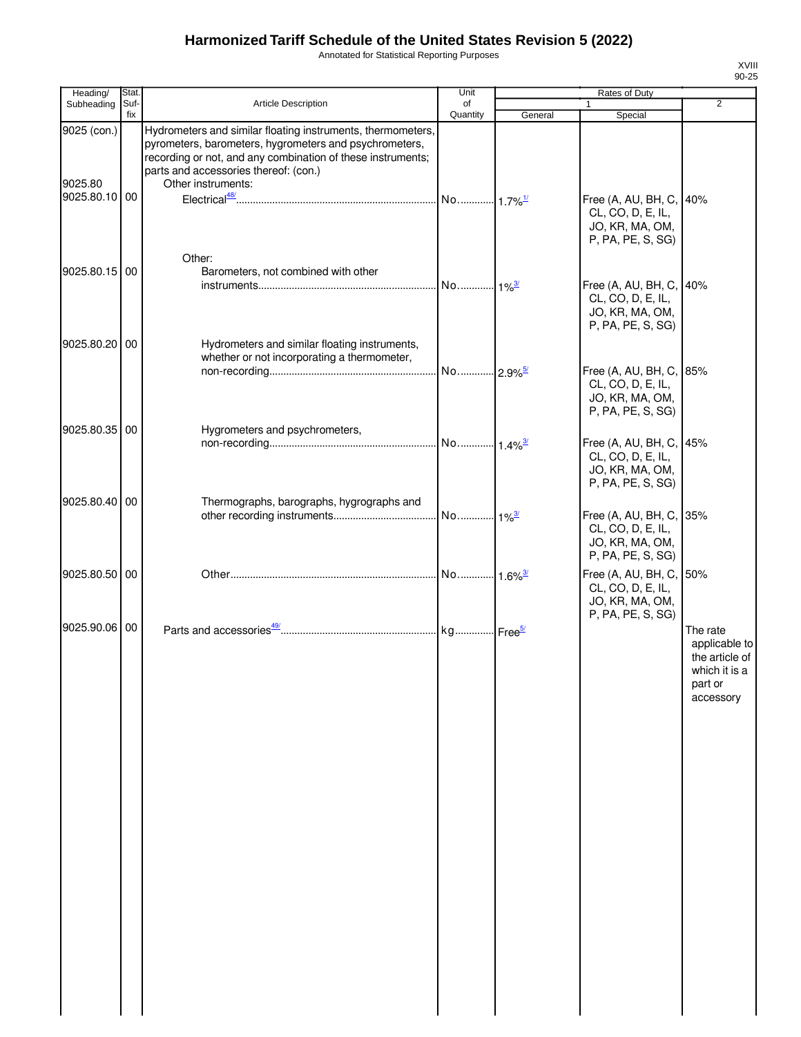# Harmonized Tariff Schedule of the United States Revision 5 (2022)

Annotated for Statistical Reporting Purposes

| Heading/ Subheading | Stat. Suf-fix | Article Description | Unit of Quantity | Rates of Duty 1 General | 1 Special | 2 |
|---|---|---|---|---|---|---|
| 9025 (con.) | | Hydrometers and similar floating instruments, thermometers, pyrometers, barometers, hygrometers and psychrometers, recording or not, and any combination of these instruments; parts and accessories thereof: (con.) | | | | |
| 9025.80 | | Other instruments: | | | | |
| 9025.80.10 | 00 | Electrical[48/] | No. | 1.7%[1/] | Free (A, AU, BH, C, CL, CO, D, E, IL, JO, KR, MA, OM, P, PA, PE, S, SG) | 40% |
| | | Other: | | | | |
| 9025.80.15 | 00 | Barometers, not combined with other instruments | No. | 1%[3/] | Free (A, AU, BH, C, CL, CO, D, E, IL, JO, KR, MA, OM, P, PA, PE, S, SG) | 40% |
| 9025.80.20 | 00 | Hydrometers and similar floating instruments, whether or not incorporating a thermometer, non-recording | No. | 2.9%[5/] | Free (A, AU, BH, C, CL, CO, D, E, IL, JO, KR, MA, OM, P, PA, PE, S, SG) | 85% |
| 9025.80.35 | 00 | Hygrometers and psychrometers, non-recording | No. | 1.4%[3/] | Free (A, AU, BH, C, CL, CO, D, E, IL, JO, KR, MA, OM, P, PA, PE, S, SG) | 45% |
| 9025.80.40 | 00 | Thermographs, barographs, hygrographs and other recording instruments | No. | 1%[3/] | Free (A, AU, BH, C, CL, CO, D, E, IL, JO, KR, MA, OM, P, PA, PE, S, SG) | 35% |
| 9025.80.50 | 00 | Other | No. | 1.6%[3/] | Free (A, AU, BH, C, CL, CO, D, E, IL, JO, KR, MA, OM, P, PA, PE, S, SG) | 50% |
| 9025.90.06 | 00 | Parts and accessories[49/] | kg | Free[5/] | | The rate applicable to the article of which it is a part or accessory |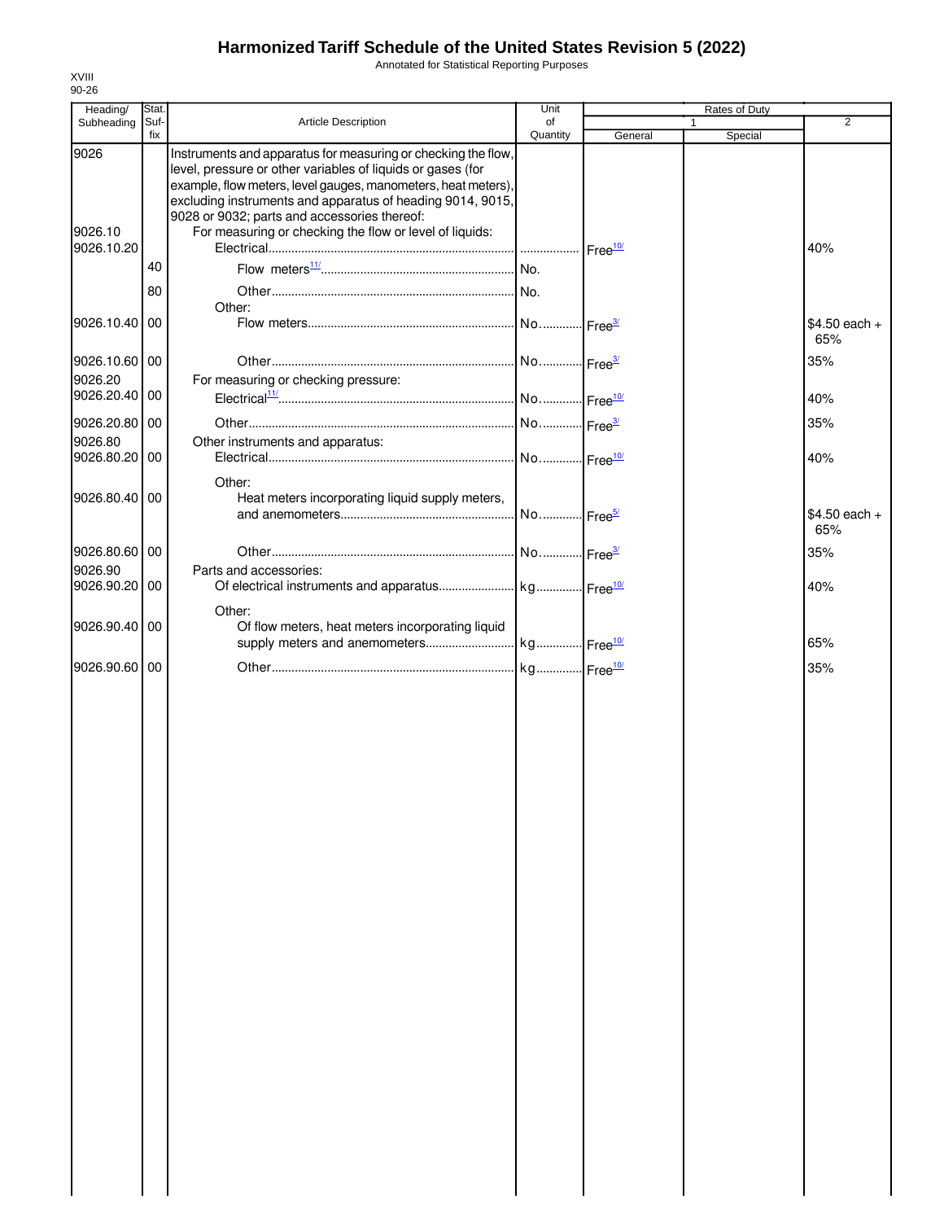# Harmonized Tariff Schedule of the United States Revision 5 (2022)

Annotated for Statistical Reporting Purposes

XVIII
90-26

| Heading/ Subheading | Stat. Suf-fix | Article Description | Unit of Quantity | Rates of Duty 1 General | Special | 2 |
|---|---|---|---|---|---|---|
| 9026 | | Instruments and apparatus for measuring or checking the flow, level, pressure or other variables of liquids or gases (for example, flow meters, level gauges, manometers, heat meters), excluding instruments and apparatus of heading 9014, 9015, 9028 or 9032; parts and accessories thereof: | | | | |
| 9026.10 | | For measuring or checking the flow or level of liquids: | | | | |
| 9026.10.20 | | Electrical | | Free[10/] | | 40% |
| | 40 | Flow meters[11/] | No. | | | |
| | 80 | Other | No. | | | |
| | | Other: | | | | |
| 9026.10.40 | 00 | Flow meters | No. | Free[3/] | | $4.50 each + 65% |
| 9026.10.60 | 00 | Other | No. | Free[3/] | | 35% |
| 9026.20 | | For measuring or checking pressure: | | | | |
| 9026.20.40 | 00 | Electrical[11/] | No. | Free[10/] | | 40% |
| 9026.20.80 | 00 | Other | No. | Free[3/] | | 35% |
| 9026.80 | | Other instruments and apparatus: | | | | |
| 9026.80.20 | 00 | Electrical | No. | Free[10/] | | 40% |
| | | Other: | | | | |
| 9026.80.40 | 00 | Heat meters incorporating liquid supply meters, and anemometers | No. | Free[5/] | | $4.50 each + 65% |
| 9026.80.60 | 00 | Other | No. | Free[3/] | | 35% |
| 9026.90 | | Parts and accessories: | | | | |
| 9026.90.20 | 00 | Of electrical instruments and apparatus | kg | Free[10/] | | 40% |
| | | Other: | | | | |
| 9026.90.40 | 00 | Of flow meters, heat meters incorporating liquid supply meters and anemometers | kg | Free[10/] | | 65% |
| 9026.90.60 | 00 | Other | kg | Free[10/] | | 35% |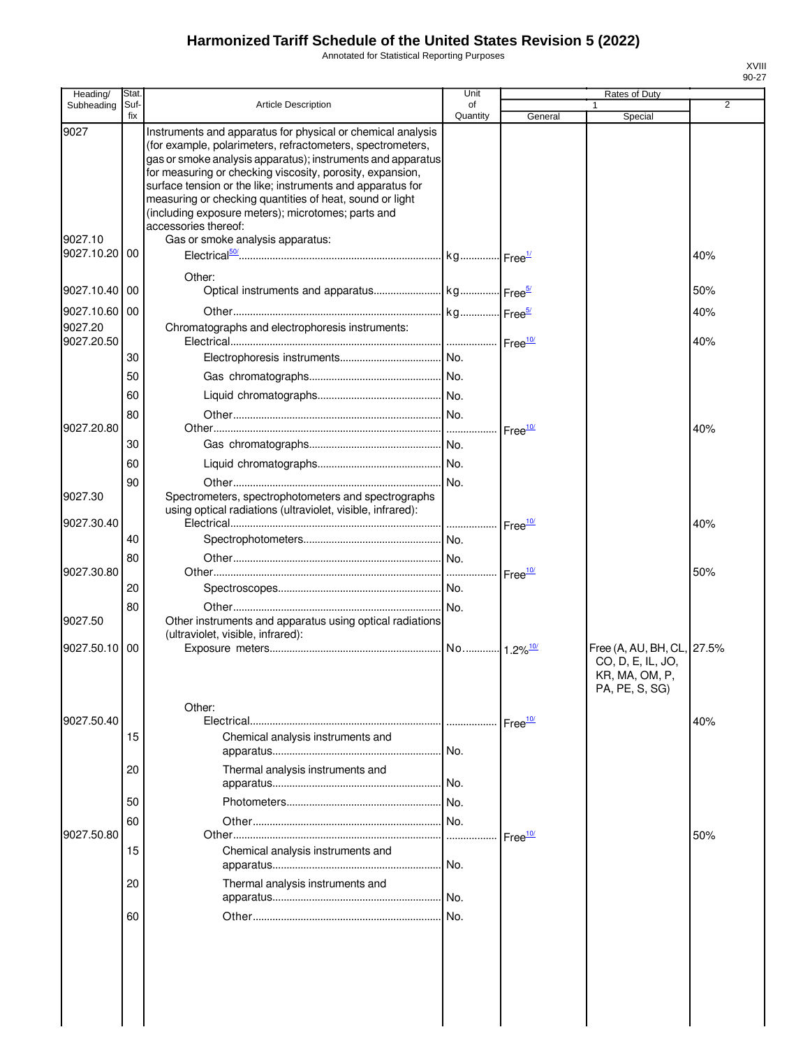# Harmonized Tariff Schedule of the United States Revision 5 (2022)

Annotated for Statistical Reporting Purposes

XVIII
90-27

| Heading/ Subheading | Stat. Suf- fix | Article Description | Unit of Quantity | Rates of Duty 1 General | Rates of Duty 1 Special | Rates of Duty 2 |
|---|---|---|---|---|---|---|
| 9027 | | Instruments and apparatus for physical or chemical analysis (for example, polarimeters, refractometers, spectrometers, gas or smoke analysis apparatus); instruments and apparatus for measuring or checking viscosity, porosity, expansion, surface tension or the like; instruments and apparatus for measuring or checking quantities of heat, sound or light (including exposure meters); microtomes; parts and accessories thereof: | | | | |
| 9027.10 | | Gas or smoke analysis apparatus: | | | | |
| 9027.10.20 | 00 | Electrical[50/] | kg | Free[1/] | | 40% |
| | | Other: | | | | |
| 9027.10.40 | 00 | Optical instruments and apparatus | kg | Free[5/] | | 50% |
| 9027.10.60 | 00 | Other | kg | Free[5/] | | 40% |
| 9027.20 | | Chromatographs and electrophoresis instruments: | | | | |
| 9027.20.50 | | Electrical | | Free[10/] | | 40% |
| | 30 | Electrophoresis instruments | No. | | | |
| | 50 | Gas chromatographs | No. | | | |
| | 60 | Liquid chromatographs | No. | | | |
| | 80 | Other | No. | | | |
| 9027.20.80 | | Other | | Free[10/] | | 40% |
| | 30 | Gas chromatographs | No. | | | |
| | 60 | Liquid chromatographs | No. | | | |
| | 90 | Other | No. | | | |
| 9027.30 | | Spectrometers, spectrophotometers and spectrographs using optical radiations (ultraviolet, visible, infrared): | | | | |
| 9027.30.40 | | Electrical | | Free[10/] | | 40% |
| | 40 | Spectrophotometers | No. | | | |
| | 80 | Other | No. | | | |
| 9027.30.80 | | Other | | Free[10/] | | 50% |
| | 20 | Spectroscopes | No. | | | |
| | 80 | Other | No. | | | |
| 9027.50 | | Other instruments and apparatus using optical radiations (ultraviolet, visible, infrared): | | | | |
| 9027.50.10 | 00 | Exposure meters | No. | 1.2%[10/] | Free (A, AU, BH, CL, CO, D, E, IL, JO, KR, MA, OM, P, PA, PE, S, SG) | 27.5% |
| | | Other: | | | | |
| 9027.50.40 | | Electrical | | Free[10/] | | 40% |
| | 15 | Chemical analysis instruments and apparatus | No. | | | |
| | 20 | Thermal analysis instruments and apparatus | No. | | | |
| | 50 | Photometers | No. | | | |
| | 60 | Other | No. | | | |
| 9027.50.80 | | Other | | Free[10/] | | 50% |
| | 15 | Chemical analysis instruments and apparatus | No. | | | |
| | 20 | Thermal analysis instruments and apparatus | No. | | | |
| | 60 | Other | No. | | | |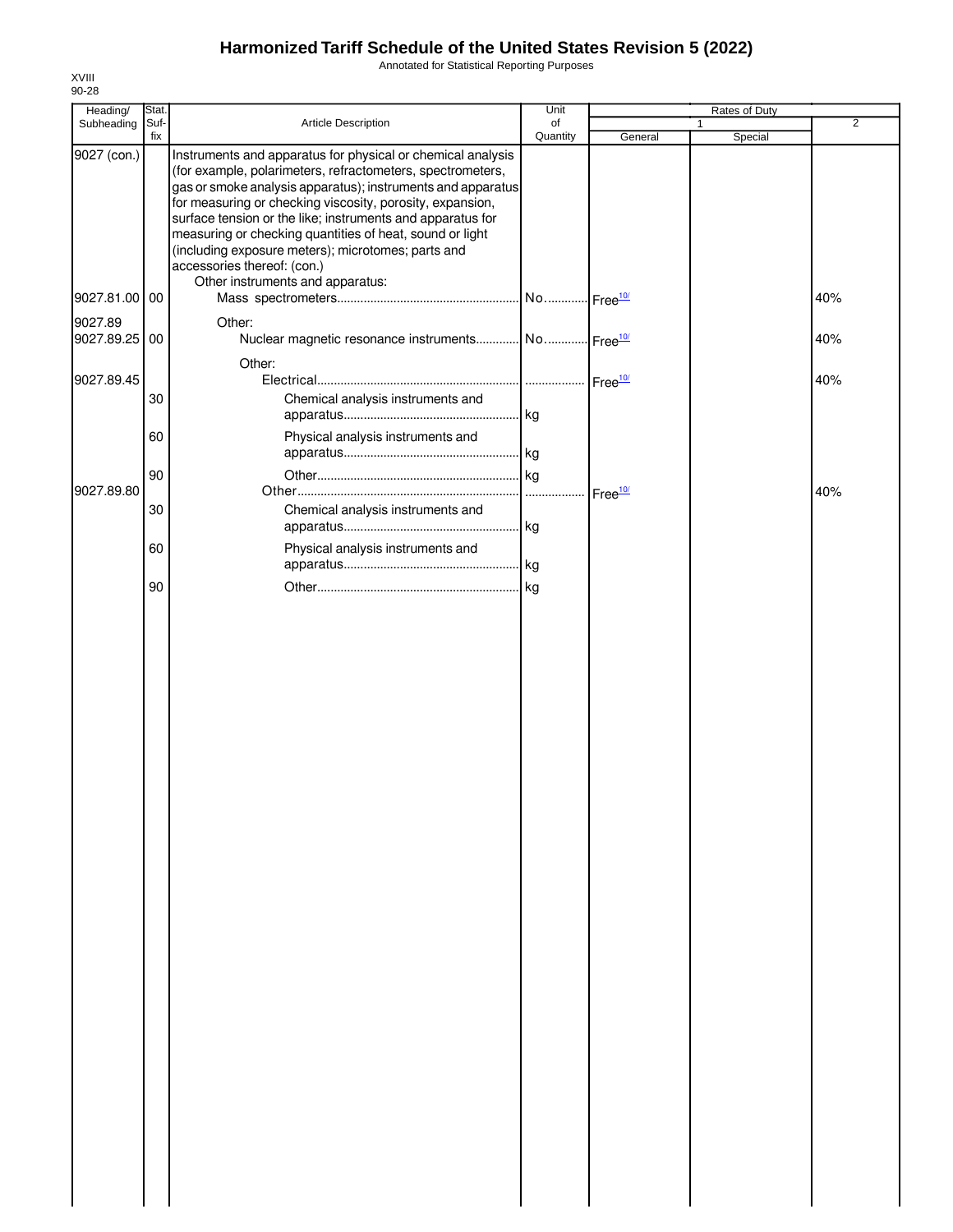# Harmonized Tariff Schedule of the United States Revision 5 (2022)

Annotated for Statistical Reporting Purposes

XVIII
90-28

| Heading/ Subheading | Stat. Suf- fix | Article Description | Unit of Quantity | Rates of Duty 1 General | Rates of Duty 1 Special | Rates of Duty 2 |
|---|---|---|---|---|---|---|
| 9027 (con.) | | Instruments and apparatus for physical or chemical analysis (for example, polarimeters, refractometers, spectrometers, gas or smoke analysis apparatus); instruments and apparatus for measuring or checking viscosity, porosity, expansion, surface tension or the like; instruments and apparatus for measuring or checking quantities of heat, sound or light (including exposure meters); microtomes; parts and accessories thereof: (con.) | | | | |
| | | Other instruments and apparatus: | | | | |
| 9027.81.00 | 00 | Mass spectrometers | No. | Free[10/] | | 40% |
| 9027.89 | | Other: | | | | |
| 9027.89.25 | 00 | Nuclear magnetic resonance instruments | No. | Free[10/] | | 40% |
| | | Other: | | | | |
| 9027.89.45 | | Electrical | | Free[10/] | | 40% |
| | 30 | Chemical analysis instruments and apparatus | kg | | | |
| | 60 | Physical analysis instruments and apparatus | kg | | | |
| | 90 | Other | kg | | | |
| 9027.89.80 | | Other | | Free[10/] | | 40% |
| | 30 | Chemical analysis instruments and apparatus | kg | | | |
| | 60 | Physical analysis instruments and apparatus | kg | | | |
| | 90 | Other | kg | | | |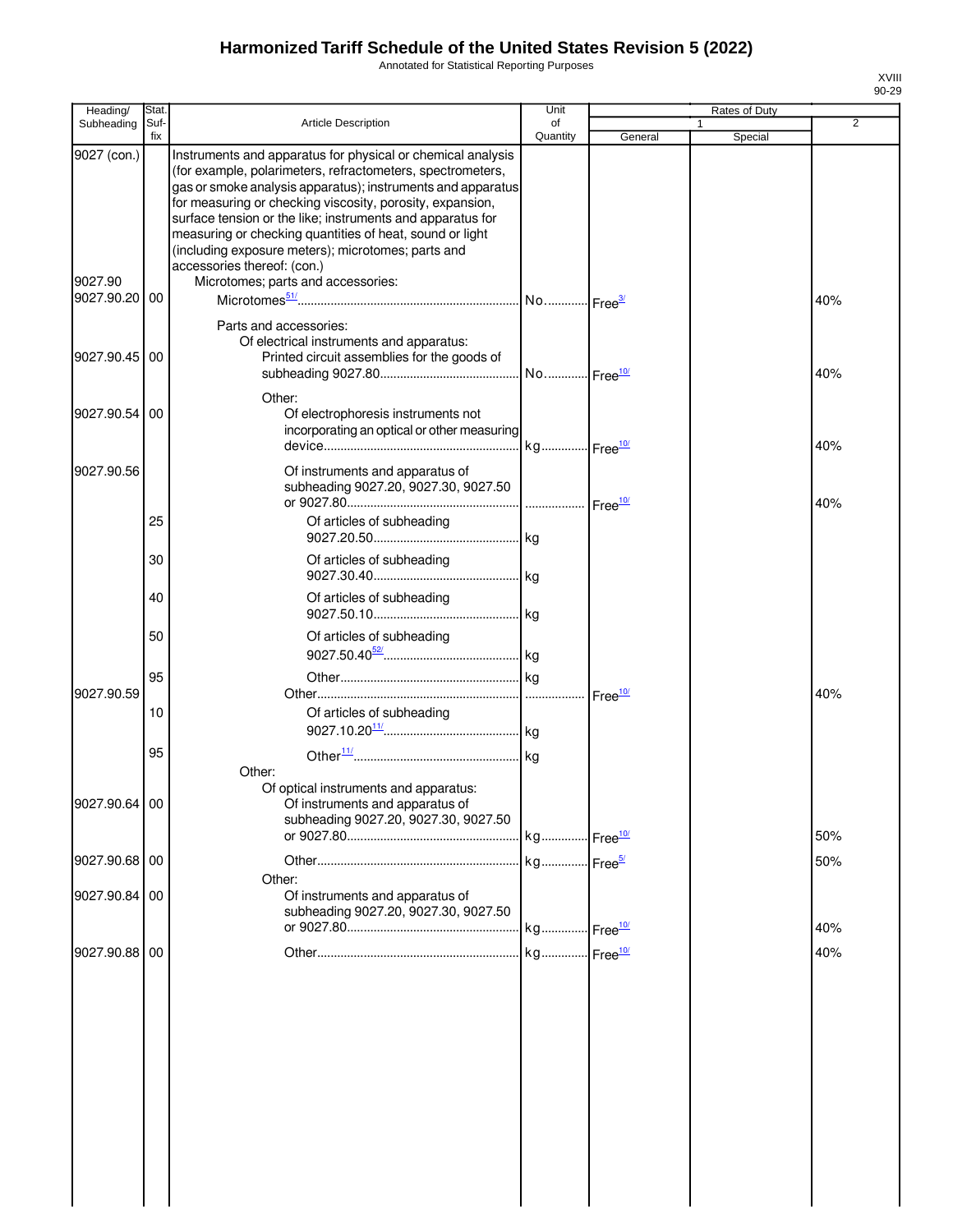# Harmonized Tariff Schedule of the United States Revision 5 (2022)

Annotated for Statistical Reporting Purposes

| Heading/ Subheading | Stat. Suf-fix | Article Description | Unit of Quantity | Rates of Duty 1 General | Rates of Duty 1 Special | Rates of Duty 2 |
|---|---|---|---|---|---|---|
| 9027 (con.) | | Instruments and apparatus for physical or chemical analysis (for example, polarimeters, refractometers, spectrometers, gas or smoke analysis apparatus); instruments and apparatus for measuring or checking viscosity, porosity, expansion, surface tension or the like; instruments and apparatus for measuring or checking quantities of heat, sound or light (including exposure meters); microtomes; parts and accessories thereof: (con.) | | | | |
| 9027.90 | | Microtomes; parts and accessories: | | | | |
| 9027.90.20 | 00 | Microtomes[51/] | No. | Free[3/] | | 40% |
| | | Parts and accessories: | | | | |
| | | Of electrical instruments and apparatus: | | | | |
| 9027.90.45 | 00 | Printed circuit assemblies for the goods of subheading 9027.80 | No. | Free[10/] | | 40% |
| | | Other: | | | | |
| 9027.90.54 | 00 | Of electrophoresis instruments not incorporating an optical or other measuring device | kg | Free[10/] | | 40% |
| 9027.90.56 | | Of instruments and apparatus of subheading 9027.20, 9027.30, 9027.50 or 9027.80 | | Free[10/] | | 40% |
| | 25 | Of articles of subheading 9027.20.50 | kg | | | |
| | 30 | Of articles of subheading 9027.30.40 | kg | | | |
| | 40 | Of articles of subheading 9027.50.10 | kg | | | |
| | 50 | Of articles of subheading 9027.50.40[52/] | kg | | | |
| | 95 | Other | kg | | | |
| 9027.90.59 | | Other | | Free[10/] | | 40% |
| | 10 | Of articles of subheading 9027.10.20[11/] | kg | | | |
| | 95 | Other[11/] | kg | | | |
| | | Other: | | | | |
| | | Of optical instruments and apparatus: | | | | |
| 9027.90.64 | 00 | Of instruments and apparatus of subheading 9027.20, 9027.30, 9027.50 or 9027.80 | kg | Free[10/] | | 50% |
| 9027.90.68 | 00 | Other | kg | Free[5/] | | 50% |
| | | Other: | | | | |
| 9027.90.84 | 00 | Of instruments and apparatus of subheading 9027.20, 9027.30, 9027.50 or 9027.80 | kg | Free[10/] | | 40% |
| 9027.90.88 | 00 | Other | kg | Free[10/] | | 40% |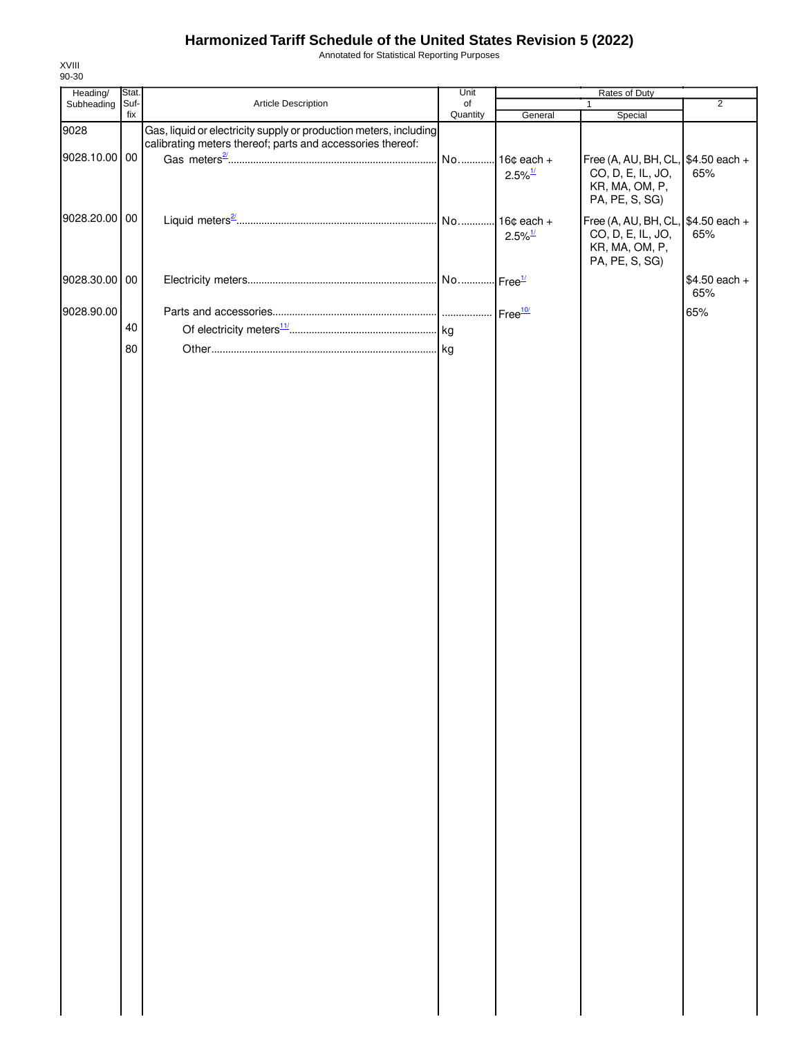# Harmonized Tariff Schedule of the United States Revision 5 (2022)

Annotated for Statistical Reporting Purposes

XVIII
90-30

| Heading/ Subheading | Stat. Suf- fix | Article Description | Unit of Quantity | Rates of Duty 1 General | Rates of Duty 1 Special | Rates of Duty 2 |
|---|---|---|---|---|---|---|
| 9028 | | Gas, liquid or electricity supply or production meters, including calibrating meters thereof; parts and accessories thereof: | | | | |
| 9028.10.00 | 00 | Gas meters[2/] | No. | 16¢ each + 2.5%[1/] | Free (A, AU, BH, CL, CO, D, E, IL, JO, KR, MA, OM, P, PA, PE, S, SG) | $4.50 each + 65% |
| 9028.20.00 | 00 | Liquid meters[2/] | No. | 16¢ each + 2.5%[1/] | Free (A, AU, BH, CL, CO, D, E, IL, JO, KR, MA, OM, P, PA, PE, S, SG) | $4.50 each + 65% |
| 9028.30.00 | 00 | Electricity meters | No. | Free[1/] | | $4.50 each + 65% |
| 9028.90.00 | | Parts and accessories | | Free[10/] | | 65% |
| | 40 | Of electricity meters[11/] | kg | | | |
| | 80 | Other | kg | | | |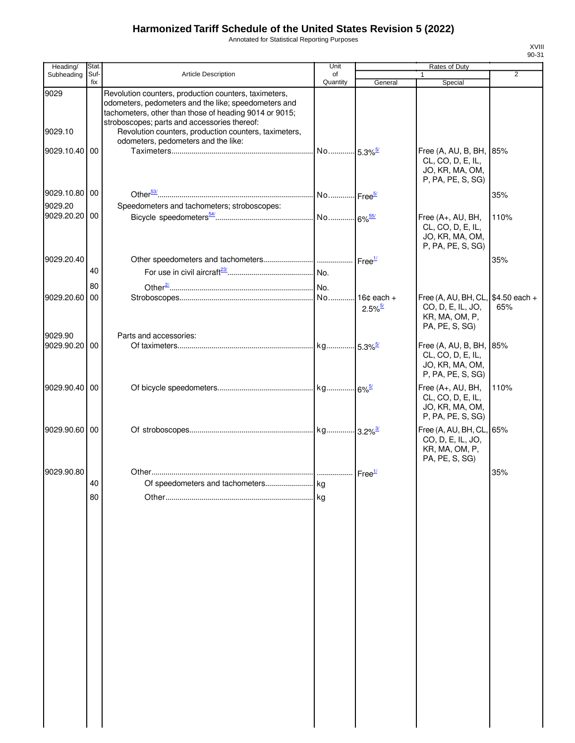# Harmonized Tariff Schedule of the United States Revision 5 (2022)

Annotated for Statistical Reporting Purposes

XVIII
90-31

| Heading/ Subheading | Stat. Suf- fix | Article Description | Unit of Quantity | Rates of Duty 1 General | Special | 2 |
|---|---|---|---|---|---|---|
| 9029 | | Revolution counters, production counters, taximeters, odometers, pedometers and the like; speedometers and tachometers, other than those of heading 9014 or 9015; stroboscopes; parts and accessories thereof: | | | | |
| 9029.10 | | Revolution counters, production counters, taximeters, odometers, pedometers and the like: | | | | |
| 9029.10.40 | 00 | Taximeters | No. | 5.3%[5/] | Free (A, AU, B, BH, CL, CO, D, E, IL, JO, KR, MA, OM, P, PA, PE, S, SG) | 85% |
| 9029.10.80 | 00 | Other[53/] | No. | Free[5/] | | 35% |
| 9029.20 | | Speedometers and tachometers; stroboscopes: | | | | |
| 9029.20.20 | 00 | Bicycle speedometers[54/] | No. | 6%[55/] | Free (A+, AU, BH, CL, CO, D, E, IL, JO, KR, MA, OM, P, PA, PE, S, SG) | 110% |
| 9029.20.40 | | Other speedometers and tachometers | | Free[1/] | | 35% |
| | 40 | For use in civil aircraft[23/] | No. | | | |
| | 80 | Other[2/] | No. | | | |
| 9029.20.60 | 00 | Stroboscopes | No. | 16¢ each + 2.5%[5/] | Free (A, AU, BH, CL, CO, D, E, IL, JO, KR, MA, OM, P, PA, PE, S, SG) | $4.50 each + 65% |
| 9029.90 | | Parts and accessories: | | | | |
| 9029.90.20 | 00 | Of taximeters | kg | 5.3%[5/] | Free (A, AU, B, BH, CL, CO, D, E, IL, JO, KR, MA, OM, P, PA, PE, S, SG) | 85% |
| 9029.90.40 | 00 | Of bicycle speedometers | kg | 6%[5/] | Free (A+, AU, BH, CL, CO, D, E, IL, JO, KR, MA, OM, P, PA, PE, S, SG) | 110% |
| 9029.90.60 | 00 | Of stroboscopes | kg | 3.2%[3/] | Free (A, AU, BH, CL, CO, D, E, IL, JO, KR, MA, OM, P, PA, PE, S, SG) | 65% |
| 9029.90.80 | | Other | | Free[1/] | | 35% |
| | 40 | Of speedometers and tachometers | kg | | | |
| | 80 | Other | kg | | | |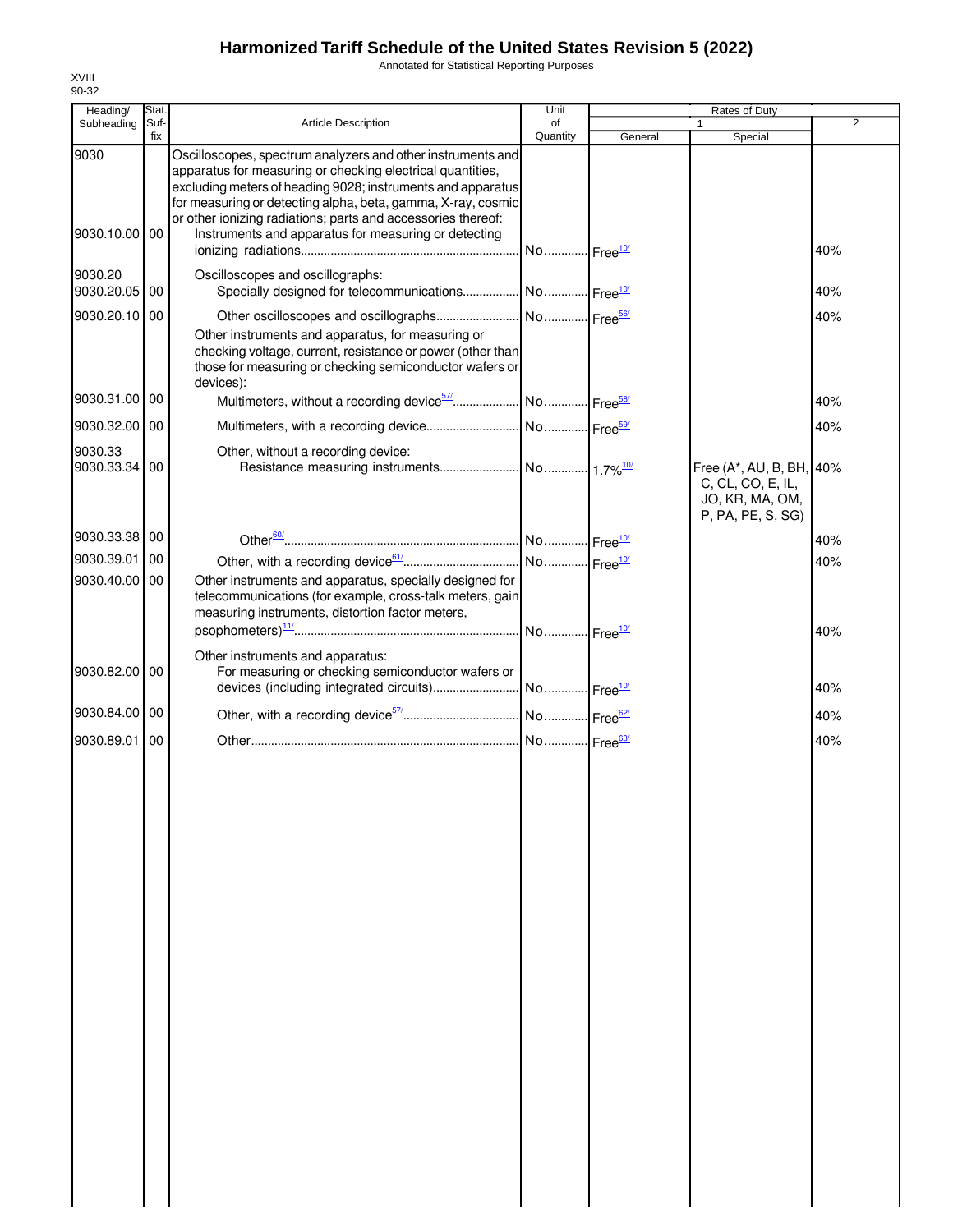# Harmonized Tariff Schedule of the United States Revision 5 (2022)

Annotated for Statistical Reporting Purposes

XVIII
90-32

| Heading/ Subheading | Stat. Suf-fix | Article Description | Unit of Quantity | Rates of Duty 1 General | Rates of Duty 1 Special | Rates of Duty 2 |
|---|---|---|---|---|---|---|
| 9030 | | Oscilloscopes, spectrum analyzers and other instruments and apparatus for measuring or checking electrical quantities, excluding meters of heading 9028; instruments and apparatus for measuring or detecting alpha, beta, gamma, X-ray, cosmic or other ionizing radiations; parts and accessories thereof: | | | | |
| 9030.10.00 | 00 | Instruments and apparatus for measuring or detecting ionizing radiations | No. | Free[10/] | | 40% |
| 9030.20 | | Oscilloscopes and oscillographs: | | | | |
| 9030.20.05 | 00 | Specially designed for telecommunications | No. | Free[10/] | | 40% |
| 9030.20.10 | 00 | Other oscilloscopes and oscillographs | No. | Free[56/] | | 40% |
| | | Other instruments and apparatus, for measuring or checking voltage, current, resistance or power (other than those for measuring or checking semiconductor wafers or devices): | | | | |
| 9030.31.00 | 00 | Multimeters, without a recording device[57/] | No. | Free[58/] | | 40% |
| 9030.32.00 | 00 | Multimeters, with a recording device | No. | Free[59/] | | 40% |
| 9030.33 | | Other, without a recording device: | | | | |
| 9030.33.34 | 00 | Resistance measuring instruments | No. | 1.7%[10/] | Free (A*, AU, B, BH, C, CL, CO, E, IL, JO, KR, MA, OM, P, PA, PE, S, SG) | 40% |
| 9030.33.38 | 00 | Other[60/] | No. | Free[10/] | | 40% |
| 9030.39.01 | 00 | Other, with a recording device[61/] | No. | Free[10/] | | 40% |
| 9030.40.00 | 00 | Other instruments and apparatus, specially designed for telecommunications (for example, cross-talk meters, gain measuring instruments, distortion factor meters, psophometers)[11/] | No. | Free[10/] | | 40% |
| | | Other instruments and apparatus: | | | | |
| 9030.82.00 | 00 | For measuring or checking semiconductor wafers or devices (including integrated circuits) | No. | Free[10/] | | 40% |
| 9030.84.00 | 00 | Other, with a recording device[57/] | No. | Free[62/] | | 40% |
| 9030.89.01 | 00 | Other | No. | Free[63/] | | 40% |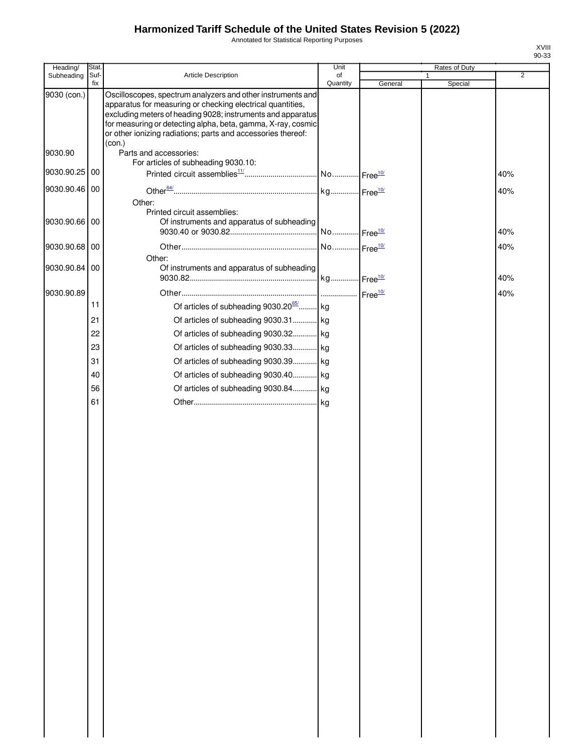# Harmonized Tariff Schedule of the United States Revision 5 (2022)

Annotated for Statistical Reporting Purposes

XVIII
90-33

| Heading/ Subheading | Stat. Suf- fix | Article Description | Unit of Quantity | Rates of Duty 1 General | Special | 2 |
|---|---|---|---|---|---|---|
| 9030 (con.) | | Oscilloscopes, spectrum analyzers and other instruments and apparatus for measuring or checking electrical quantities, excluding meters of heading 9028; instruments and apparatus for measuring or detecting alpha, beta, gamma, X-ray, cosmic or other ionizing radiations; parts and accessories thereof: (con.) | | | | |
| 9030.90 | | Parts and accessories: | | | | |
| | | For articles of subheading 9030.10: | | | | |
| 9030.90.25 | 00 | Printed circuit assemblies[11/] | No. | Free[10/] | | 40% |
| 9030.90.46 | 00 | Other[64/] | kg | Free[10/] | | 40% |
| | | Other: | | | | |
| | | Printed circuit assemblies: | | | | |
| 9030.90.66 | 00 | Of instruments and apparatus of subheading 9030.40 or 9030.82 | No. | Free[10/] | | 40% |
| 9030.90.68 | 00 | Other | No. | Free[10/] | | 40% |
| | | Other: | | | | |
| 9030.90.84 | 00 | Of instruments and apparatus of subheading 9030.82 | kg | Free[10/] | | 40% |
| 9030.90.89 | | Other | | Free[10/] | | 40% |
| | 11 | Of articles of subheading 9030.20[65/] | kg | | | |
| | 21 | Of articles of subheading 9030.31 | kg | | | |
| | 22 | Of articles of subheading 9030.32 | kg | | | |
| | 23 | Of articles of subheading 9030.33 | kg | | | |
| | 31 | Of articles of subheading 9030.39 | kg | | | |
| | 40 | Of articles of subheading 9030.40 | kg | | | |
| | 56 | Of articles of subheading 9030.84 | kg | | | |
| | 61 | Other | kg | | | |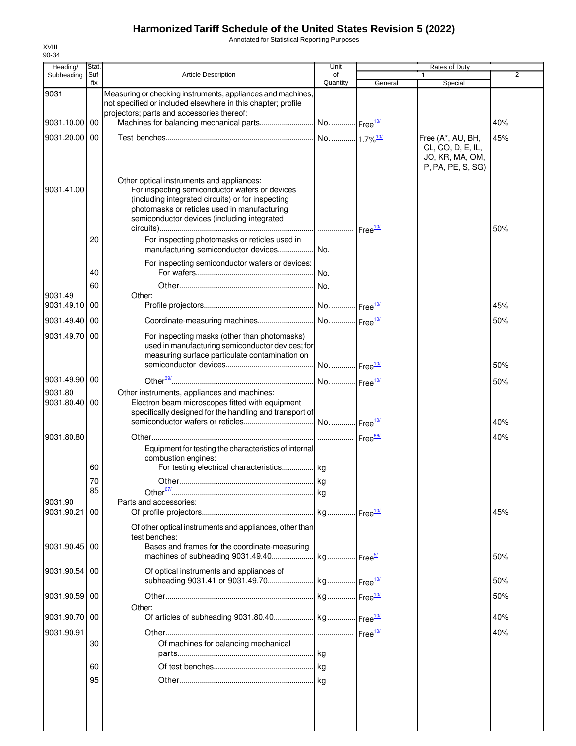# Harmonized Tariff Schedule of the United States Revision 5 (2022)

Annotated for Statistical Reporting Purposes

XVIII
90-34

| Heading/ Subheading | Stat. Suf-fix | Article Description | Unit of Quantity | Rates of Duty 1 General | Special | 2 |
|---|---|---|---|---|---|---|
| 9031 | | Measuring or checking instruments, appliances and machines, not specified or included elsewhere in this chapter; profile projectors; parts and accessories thereof: | | | | |
| 9031.10.00 | 00 | Machines for balancing mechanical parts | No. | Free[10/] | | 40% |
| 9031.20.00 | 00 | Test benches | No. | 1.7%[10/] | Free (A*, AU, BH, CL, CO, D, E, IL, JO, KR, MA, OM, P, PA, PE, S, SG) | 45% |
| | | Other optical instruments and appliances: | | | | |
| 9031.41.00 | | For inspecting semiconductor wafers or devices (including integrated circuits) or for inspecting photomasks or reticles used in manufacturing semiconductor devices (including integrated circuits) | | Free[10/] | | 50% |
| | 20 | For inspecting photomasks or reticles used in manufacturing semiconductor devices | No. | | | |
| | | For inspecting semiconductor wafers or devices: | | | | |
| | 40 | For wafers | No. | | | |
| | 60 | Other | No. | | | |
| 9031.49 | | Other: | | | | |
| 9031.49.10 | 00 | Profile projectors | No. | Free[10/] | | 45% |
| 9031.49.40 | 00 | Coordinate-measuring machines | No. | Free[10/] | | 50% |
| 9031.49.70 | 00 | For inspecting masks (other than photomasks) used in manufacturing semiconductor devices; for measuring surface particulate contamination on semiconductor devices | No. | Free[10/] | | 50% |
| 9031.49.90 | 00 | Other[39/] | No. | Free[10/] | | 50% |
| 9031.80 | | Other instruments, appliances and machines: | | | | |
| 9031.80.40 | 00 | Electron beam microscopes fitted with equipment specifically designed for the handling and transport of semiconductor wafers or reticles | No. | Free[10/] | | 40% |
| 9031.80.80 | | Other | | Free[66/] | | 40% |
| | | Equipment for testing the characteristics of internal combustion engines: | | | | |
| | 60 | For testing electrical characteristics | kg | | | |
| | 70 | Other | kg | | | |
| | 85 | Other[67/] | kg | | | |
| 9031.90 | | Parts and accessories: | | | | |
| 9031.90.21 | 00 | Of profile projectors | kg | Free[10/] | | 45% |
| | | Of other optical instruments and appliances, other than test benches: | | | | |
| 9031.90.45 | 00 | Bases and frames for the coordinate-measuring machines of subheading 9031.49.40 | kg | Free[5/] | | 50% |
| 9031.90.54 | 00 | Of optical instruments and appliances of subheading 9031.41 or 9031.49.70 | kg | Free[10/] | | 50% |
| 9031.90.59 | 00 | Other | kg | Free[10/] | | 50% |
| | | Other: | | | | |
| 9031.90.70 | 00 | Of articles of subheading 9031.80.40 | kg | Free[10/] | | 40% |
| 9031.90.91 | | Other | | Free[10/] | | 40% |
| | 30 | Of machines for balancing mechanical parts | kg | | | |
| | 60 | Of test benches | kg | | | |
| | 95 | Other | kg | | | |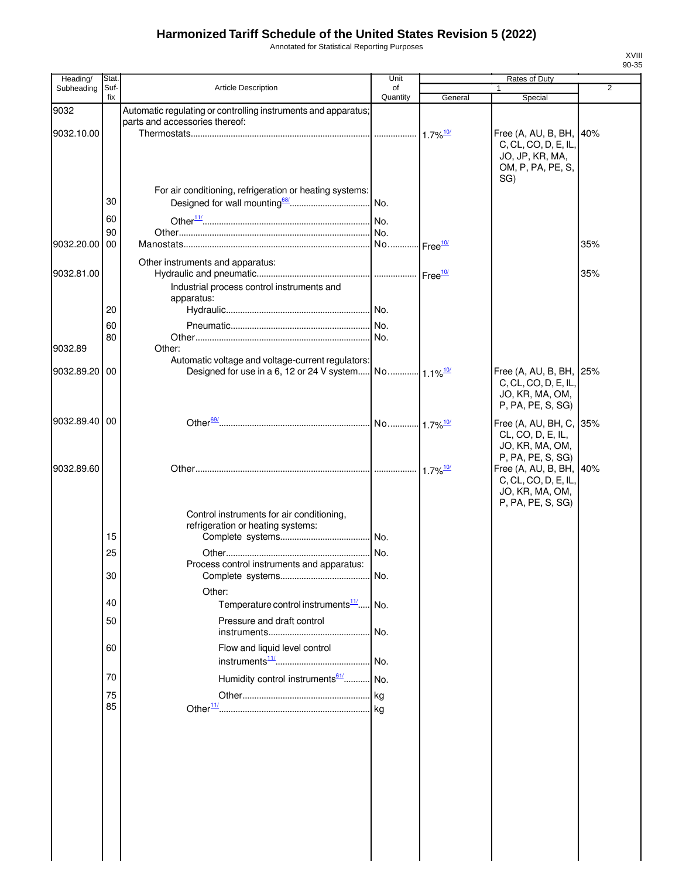# Harmonized Tariff Schedule of the United States Revision 5 (2022)

Annotated for Statistical Reporting Purposes

XVIII
90-35

| Heading/ Subheading | Stat. Suf-fix | Article Description | Unit of Quantity | Rates of Duty 1 General | Special | 2 |
|---|---|---|---|---|---|---|
| 9032 | | Automatic regulating or controlling instruments and apparatus; parts and accessories thereof: | | | | |
| 9032.10.00 | | Thermostats | | 1.7%[10/] | Free (A, AU, B, BH, C, CL, CO, D, E, IL, JO, JP, KR, MA, OM, P, PA, PE, S, SG) | 40% |
| | | For air conditioning, refrigeration or heating systems: | | | | |
| | 30 | Designed for wall mounting[68/] | No. | | | |
| | 60 | Other[11/] | No. | | | |
| | 90 | Other | No. | | | |
| 9032.20.00 | 00 | Manostats | No. | Free[10/] | | 35% |
| | | Other instruments and apparatus: | | | | |
| 9032.81.00 | | Hydraulic and pneumatic | | Free[10/] | | 35% |
| | | Industrial process control instruments and apparatus: | | | | |
| | 20 | Hydraulic | No. | | | |
| | 60 | Pneumatic | No. | | | |
| | 80 | Other | No. | | | |
| 9032.89 | | Other: | | | | |
| | | Automatic voltage and voltage-current regulators: | | | | |
| 9032.89.20 | 00 | Designed for use in a 6, 12 or 24 V system | No. | 1.1%[10/] | Free (A, AU, B, BH, C, CL, CO, D, E, IL, JO, KR, MA, OM, P, PA, PE, S, SG) | 25% |
| 9032.89.40 | 00 | Other[69/] | No. | 1.7%[10/] | Free (A, AU, BH, C, CL, CO, D, E, IL, JO, KR, MA, OM, P, PA, PE, S, SG) | 35% |
| 9032.89.60 | | Other | | 1.7%[10/] | Free (A, AU, B, BH, C, CL, CO, D, E, IL, JO, KR, MA, OM, P, PA, PE, S, SG) | 40% |
| | | Control instruments for air conditioning, refrigeration or heating systems: | | | | |
| | 15 | Complete systems | No. | | | |
| | 25 | Other | No. | | | |
| | | Process control instruments and apparatus: | | | | |
| | 30 | Complete systems | No. | | | |
| | | Other: | | | | |
| | 40 | Temperature control instruments[11/] | No. | | | |
| | 50 | Pressure and draft control instruments | No. | | | |
| | 60 | Flow and liquid level control instruments[11/] | No. | | | |
| | 70 | Humidity control instruments[61/] | No. | | | |
| | 75 | Other | kg | | | |
| | 85 | Other[11/] | kg | | | |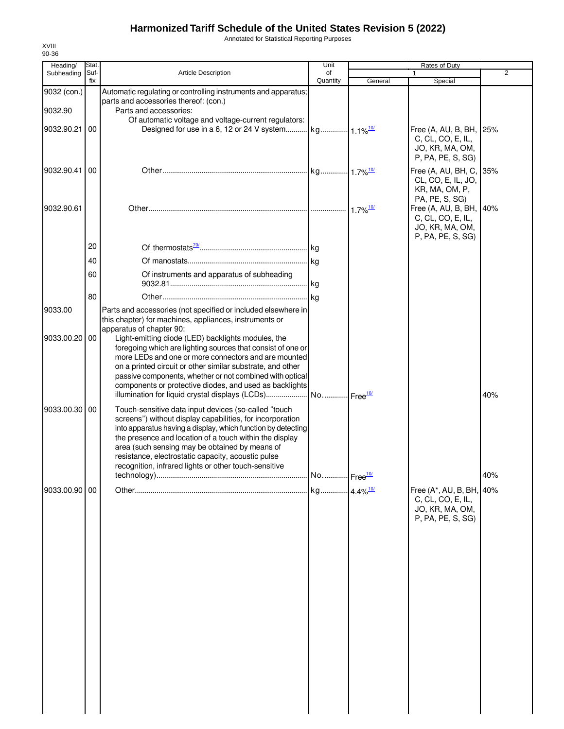# Harmonized Tariff Schedule of the United States Revision 5 (2022)

Annotated for Statistical Reporting Purposes

XVIII
90-36

| Heading/ Subheading | Stat. Suf- fix | Article Description | Unit of Quantity | Rates of Duty 1 General | Rates of Duty 1 Special | Rates of Duty 2 |
|---|---|---|---|---|---|---|
| 9032 (con.) | | Automatic regulating or controlling instruments and apparatus; parts and accessories thereof: (con.) | | | | |
| 9032.90 | | Parts and accessories: | | | | |
| | | Of automatic voltage and voltage-current regulators: | | | | |
| 9032.90.21 | 00 | Designed for use in a 6, 12 or 24 V system | kg | 1.1%[10/] | Free (A, AU, B, BH, C, CL, CO, E, IL, JO, KR, MA, OM, P, PA, PE, S, SG) | 25% |
| 9032.90.41 | 00 | Other | kg | 1.7%[10/] | Free (A, AU, BH, C, CL, CO, E, IL, JO, KR, MA, OM, P, PA, PE, S, SG) | 35% |
| 9032.90.61 | | Other | | 1.7%[10/] | Free (A, AU, B, BH, C, CL, CO, E, IL, JO, KR, MA, OM, P, PA, PE, S, SG) | 40% |
| | 20 | Of thermostats[70/] | kg | | | |
| | 40 | Of manostats | kg | | | |
| | 60 | Of instruments and apparatus of subheading 9032.81 | kg | | | |
| | 80 | Other | kg | | | |
| 9033.00 | | Parts and accessories (not specified or included elsewhere in this chapter) for machines, appliances, instruments or apparatus of chapter 90: | | | | |
| 9033.00.20 | 00 | Light-emitting diode (LED) backlights modules, the foregoing which are lighting sources that consist of one or more LEDs and one or more connectors and are mounted on a printed circuit or other similar substrate, and other passive components, whether or not combined with optical components or protective diodes, and used as backlights illumination for liquid crystal displays (LCDs) | No. | Free[10/] | | 40% |
| 9033.00.30 | 00 | Touch-sensitive data input devices (so-called "touch screens") without display capabilities, for incorporation into apparatus having a display, which function by detecting the presence and location of a touch within the display area (such sensing may be obtained by means of resistance, electrostatic capacity, acoustic pulse recognition, infrared lights or other touch-sensitive technology) | No. | Free[10/] | | 40% |
| 9033.00.90 | 00 | Other | kg | 4.4%[10/] | Free (A*, AU, B, BH, C, CL, CO, E, IL, JO, KR, MA, OM, P, PA, PE, S, SG) | 40% |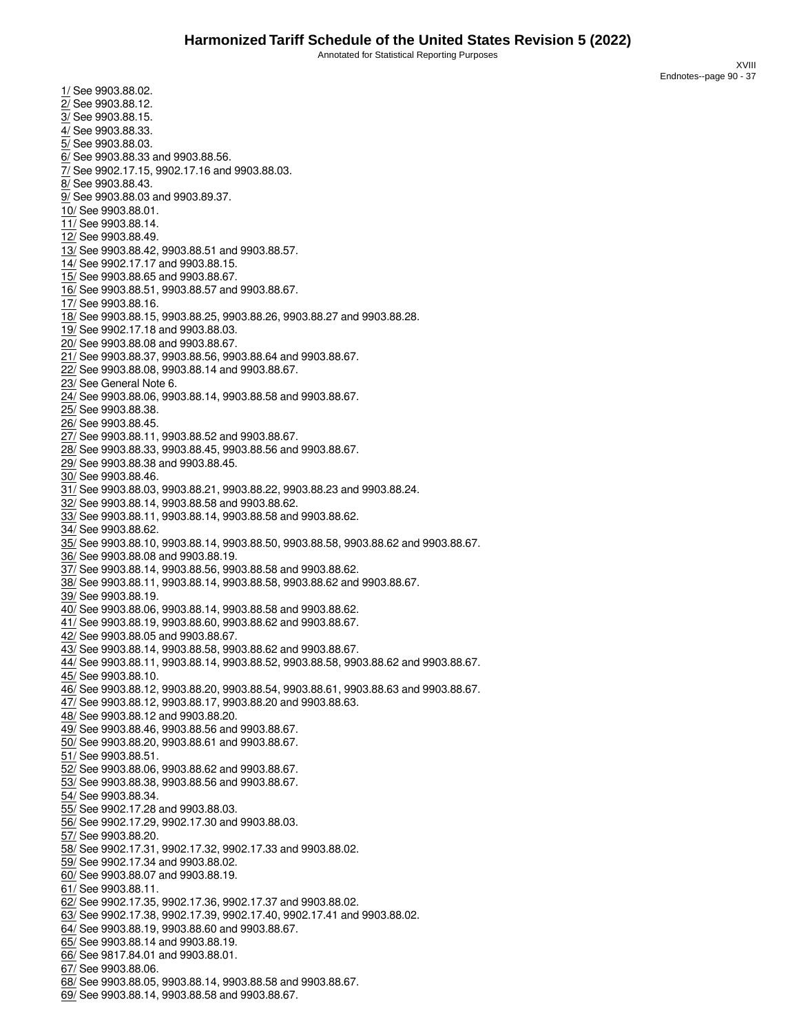1/ See 9903.88.02.
2/ See 9903.88.12.
3/ See 9903.88.15.
4/ See 9903.88.33.
5/ See 9903.88.03.
6/ See 9903.88.33 and 9903.88.56.
7/ See 9902.17.15, 9902.17.16 and 9903.88.03.
8/ See 9903.88.43.
9/ See 9903.88.03 and 9903.89.37.
10/ See 9903.88.01.
11/ See 9903.88.14.
12/ See 9903.88.49.
13/ See 9903.88.42, 9903.88.51 and 9903.88.57.
14/ See 9902.17.17 and 9903.88.15.
15/ See 9903.88.65 and 9903.88.67.
16/ See 9903.88.51, 9903.88.57 and 9903.88.67.
17/ See 9903.88.16.
18/ See 9903.88.15, 9903.88.25, 9903.88.26, 9903.88.27 and 9903.88.28.
19/ See 9902.17.18 and 9903.88.03.
20/ See 9903.88.08 and 9903.88.67.
21/ See 9903.88.37, 9903.88.56, 9903.88.64 and 9903.88.67.
22/ See 9903.88.08, 9903.88.14 and 9903.88.67.
23/ See General Note 6.
24/ See 9903.88.06, 9903.88.14, 9903.88.58 and 9903.88.67.
25/ See 9903.88.38.
26/ See 9903.88.45.
27/ See 9903.88.11, 9903.88.52 and 9903.88.67.
28/ See 9903.88.33, 9903.88.45, 9903.88.56 and 9903.88.67.
29/ See 9903.88.38 and 9903.88.45.
30/ See 9903.88.46.
31/ See 9903.88.03, 9903.88.21, 9903.88.22, 9903.88.23 and 9903.88.24.
32/ See 9903.88.14, 9903.88.58 and 9903.88.62.
33/ See 9903.88.11, 9903.88.14, 9903.88.58 and 9903.88.62.
34/ See 9903.88.62.
35/ See 9903.88.10, 9903.88.14, 9903.88.50, 9903.88.58, 9903.88.62 and 9903.88.67.
36/ See 9903.88.08 and 9903.88.19.
37/ See 9903.88.14, 9903.88.56, 9903.88.58 and 9903.88.62.
38/ See 9903.88.11, 9903.88.14, 9903.88.58, 9903.88.62 and 9903.88.67.
39/ See 9903.88.19.
40/ See 9903.88.06, 9903.88.14, 9903.88.58 and 9903.88.62.
41/ See 9903.88.19, 9903.88.60, 9903.88.62 and 9903.88.67.
42/ See 9903.88.05 and 9903.88.67.
43/ See 9903.88.14, 9903.88.58, 9903.88.62 and 9903.88.67.
44/ See 9903.88.11, 9903.88.14, 9903.88.52, 9903.88.58, 9903.88.62 and 9903.88.67.
45/ See 9903.88.10.
46/ See 9903.88.12, 9903.88.20, 9903.88.54, 9903.88.61, 9903.88.63 and 9903.88.67.
47/ See 9903.88.12, 9903.88.17, 9903.88.20 and 9903.88.63.
48/ See 9903.88.12 and 9903.88.20.
49/ See 9903.88.46, 9903.88.56 and 9903.88.67.
50/ See 9903.88.20, 9903.88.61 and 9903.88.67.
51/ See 9903.88.51.
52/ See 9903.88.06, 9903.88.62 and 9903.88.67.
53/ See 9903.88.38, 9903.88.56 and 9903.88.67.
54/ See 9903.88.34.
55/ See 9902.17.28 and 9903.88.03.
56/ See 9902.17.29, 9902.17.30 and 9903.88.03.
57/ See 9903.88.20.
58/ See 9902.17.31, 9902.17.32, 9902.17.33 and 9903.88.02.
59/ See 9902.17.34 and 9903.88.02.
60/ See 9903.88.07 and 9903.88.19.
61/ See 9903.88.11.
62/ See 9902.17.35, 9902.17.36, 9902.17.37 and 9903.88.02.
63/ See 9902.17.38, 9902.17.39, 9902.17.40, 9902.17.41 and 9903.88.02.
64/ See 9903.88.19, 9903.88.60 and 9903.88.67.
65/ See 9903.88.14 and 9903.88.19.
66/ See 9817.84.01 and 9903.88.01.
67/ See 9903.88.06.
68/ See 9903.88.05, 9903.88.14, 9903.88.58 and 9903.88.67.
69/ See 9903.88.14, 9903.88.58 and 9903.88.67.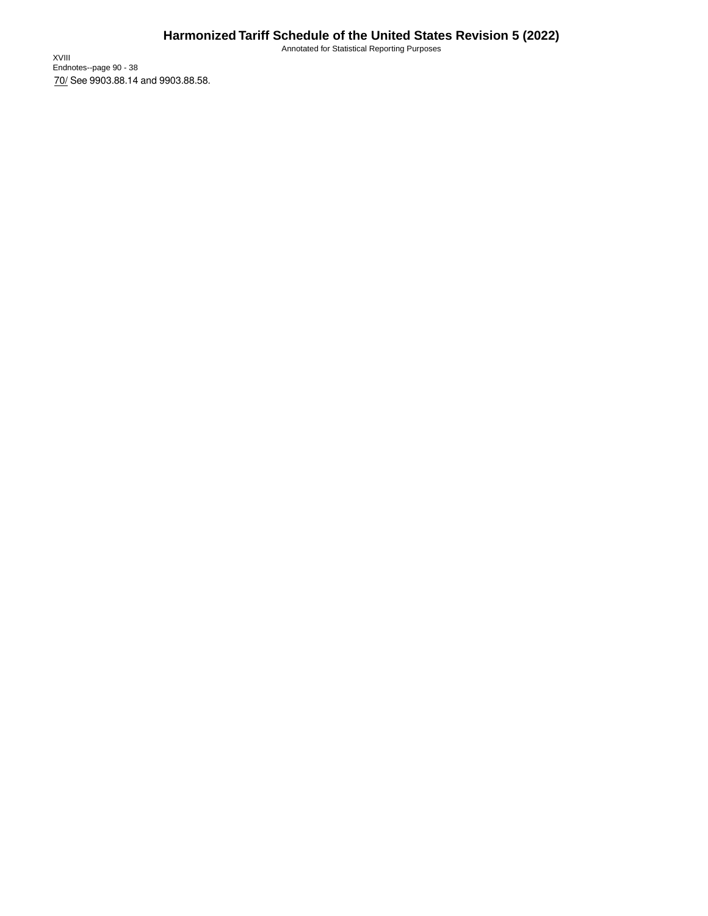70/ See 9903.88.14 and 9903.88.58.